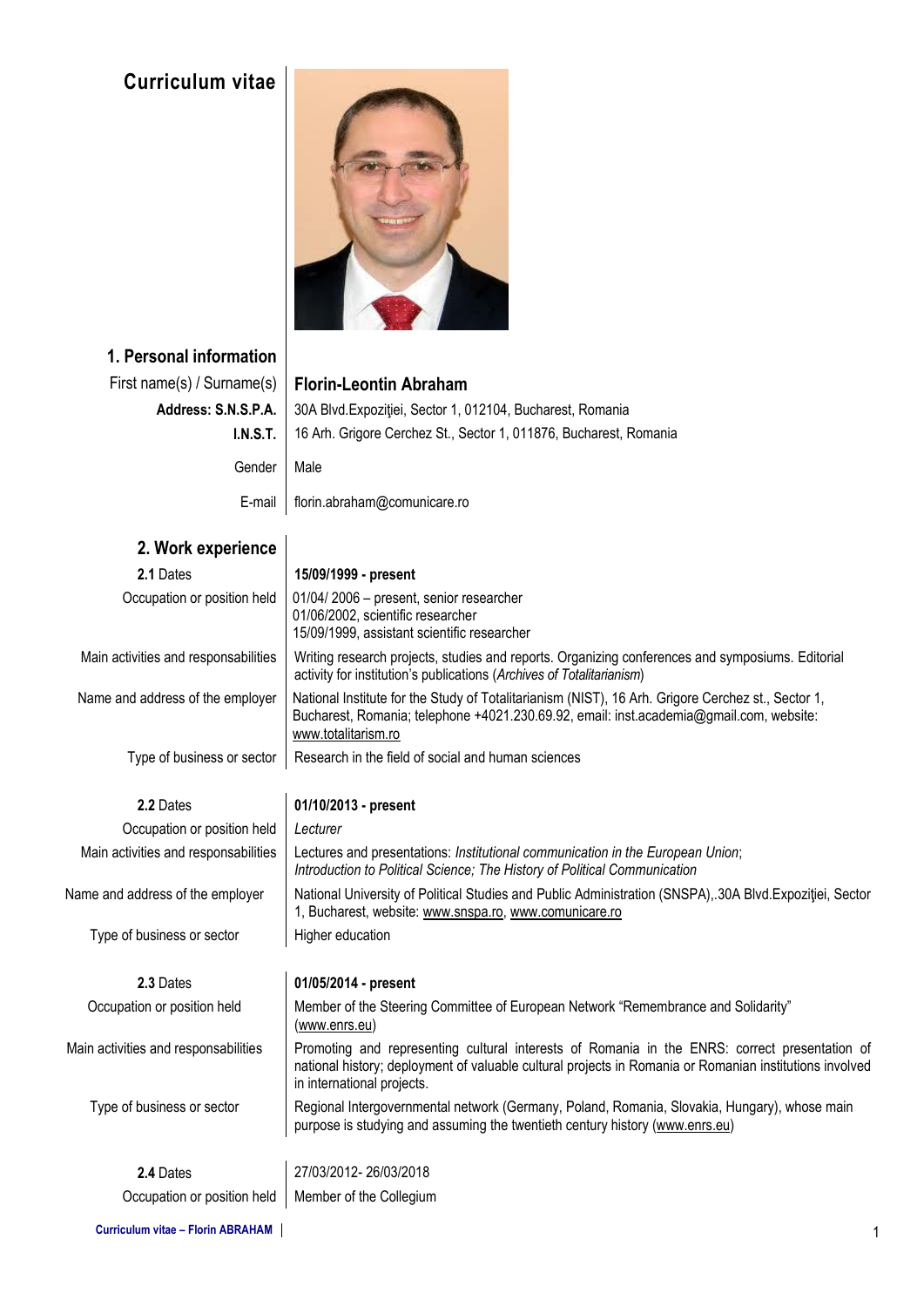# Curriculum vitae

## 1. Personal information

| | |
|---|---|
| First name(s) / Surname(s) | **Florin-Leontin Abraham** |
| **Address: S.N.S.P.A.** | 30A Blvd.Expoziţiei, Sector 1, 012104, Bucharest, Romania |
| **I.N.S.T.** | 16 Arh. Grigore Cerchez St., Sector 1, 011876, Bucharest, Romania |
| Gender | Male |
| E-mail | florin.abraham@comunicare.ro |

## 2. Work experience

| | |
|---|---|
| **2.1** Dates | **15/09/1999 - present** |
| Occupation or position held | 01/04/ 2006 – present, senior researcher<br>01/06/2002, scientific researcher<br>15/09/1999, assistant scientific researcher |
| Main activities and responsabilities | Writing research projects, studies and reports. Organizing conferences and symposiums. Editorial activity for institution's publications (*Archives of Totalitarianism*) |
| Name and address of the employer | National Institute for the Study of Totalitarianism (NIST), 16 Arh. Grigore Cerchez st., Sector 1, Bucharest, Romania; telephone +4021.230.69.92, email: inst.academia@gmail.com, website: www.totalitarism.ro |
| Type of business or sector | Research in the field of social and human sciences |

| | |
|---|---|
| **2.2** Dates | **01/10/2013 - present** |
| Occupation or position held | *Lecturer* |
| Main activities and responsabilities | Lectures and presentations: *Institutional communication in the European Union*; *Introduction to Political Science; The History of Political Communication* |
| Name and address of the employer | National University of Political Studies and Public Administration (SNSPA),.30A Blvd.Expoziţiei, Sector 1, Bucharest, website: www.snspa.ro, www.comunicare.ro |
| Type of business or sector | Higher education |

| | |
|---|---|
| **2.3** Dates | **01/05/2014 - present** |
| Occupation or position held | Member of the Steering Committee of European Network "Remembrance and Solidarity" (www.enrs.eu) |
| Main activities and responsabilities | Promoting and representing cultural interests of Romania in the ENRS: correct presentation of national history; deployment of valuable cultural projects in Romania or Romanian institutions involved in international projects. |
| Type of business or sector | Regional Intergovernmental network (Germany, Poland, Romania, Slovakia, Hungary), whose main purpose is studying and assuming the twentieth century history (www.enrs.eu) |

| | |
|---|---|
| **2.4** Dates | 27/03/2012- 26/03/2018 |
| Occupation or position held | Member of the Collegium |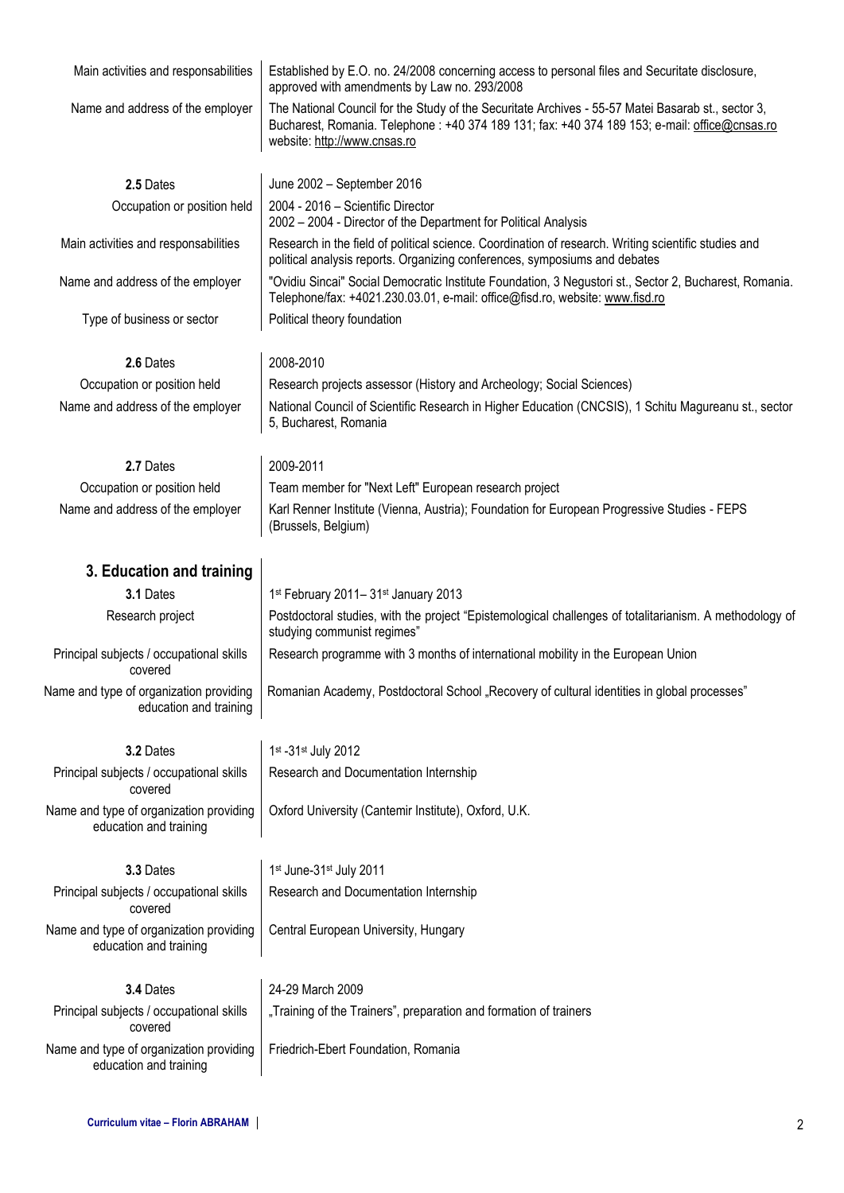| | |
|---|---|
| Main activities and responsabilities | Established by E.O. no. 24/2008 concerning access to personal files and Securitate disclosure, approved with amendments by Law no. 293/2008 |
| Name and address of the employer | The National Council for the Study of the Securitate Archives - 55-57 Matei Basarab st., sector 3, Bucharest, Romania. Telephone : +40 374 189 131; fax: +40 374 189 153; e-mail: office@cnsas.ro website: http://www.cnsas.ro |
| **2.5** Dates | June 2002 – September 2016 |
| Occupation or position held | 2004 - 2016 – Scientific Director<br>2002 – 2004 - Director of the Department for Political Analysis |
| Main activities and responsabilities | Research in the field of political science. Coordination of research. Writing scientific studies and political analysis reports. Organizing conferences, symposiums and debates |
| Name and address of the employer | "Ovidiu Sincai" Social Democratic Institute Foundation, 3 Negustori st., Sector 2, Bucharest, Romania. Telephone/fax: +4021.230.03.01, e-mail: office@fisd.ro, website: www.fisd.ro |
| Type of business or sector | Political theory foundation |
| **2.6** Dates | 2008-2010 |
| Occupation or position held | Research projects assessor (History and Archeology; Social Sciences) |
| Name and address of the employer | National Council of Scientific Research in Higher Education (CNCSIS), 1 Schitu Magureanu st., sector 5, Bucharest, Romania |
| **2.7** Dates | 2009-2011 |
| Occupation or position held | Team member for "Next Left" European research project |
| Name and address of the employer | Karl Renner Institute (Vienna, Austria); Foundation for European Progressive Studies - FEPS (Brussels, Belgium) |

## 3. Education and training

| | |
|---|---|
| **3.1** Dates | 1st February 2011– 31st January 2013 |
| Research project | Postdoctoral studies, with the project "Epistemological challenges of totalitarianism. A methodology of studying communist regimes" |
| Principal subjects / occupational skills covered | Research programme with 3 months of international mobility in the European Union |
| Name and type of organization providing education and training | Romanian Academy, Postdoctoral School „Recovery of cultural identities in global processes" |
| **3.2** Dates | 1st -31st July 2012 |
| Principal subjects / occupational skills covered | Research and Documentation Internship |
| Name and type of organization providing education and training | Oxford University (Cantemir Institute), Oxford, U.K. |
| **3.3** Dates | 1st June-31st July 2011 |
| Principal subjects / occupational skills covered | Research and Documentation Internship |
| Name and type of organization providing education and training | Central European University, Hungary |
| **3.4** Dates | 24-29 March 2009 |
| Principal subjects / occupational skills covered | „Training of the Trainers", preparation and formation of trainers |
| Name and type of organization providing education and training | Friedrich-Ebert Foundation, Romania |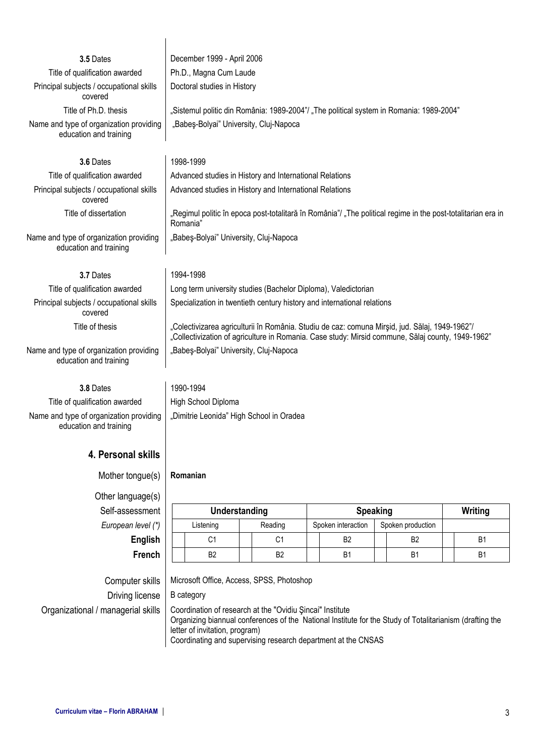| | |
|---|---|
| **3.5** Dates | December 1999 - April 2006 |
| Title of qualification awarded | Ph.D., Magna Cum Laude |
| Principal subjects / occupational skills covered | Doctoral studies in History |
| Title of Ph.D. thesis | „Sistemul politic din România: 1989-2004"/ „The political system in Romania: 1989-2004" |
| Name and type of organization providing education and training | „Babeş-Bolyai" University, Cluj-Napoca |

| | |
|---|---|
| **3.6** Dates | 1998-1999 |
| Title of qualification awarded | Advanced studies in History and International Relations |
| Principal subjects / occupational skills covered | Advanced studies in History and International Relations |
| Title of dissertation | „Regimul politic în epoca post-totalitară în România"/ „The political regime in the post-totalitarian era in Romania" |
| Name and type of organization providing education and training | „Babeş-Bolyai" University, Cluj-Napoca |

| | |
|---|---|
| **3.7** Dates | 1994-1998 |
| Title of qualification awarded | Long term university studies (Bachelor Diploma), Valedictorian |
| Principal subjects / occupational skills covered | Specialization in twentieth century history and international relations |
| Title of thesis | „Colectivizarea agriculturii în România. Studiu de caz: comuna Mirşid, jud. Sălaj, 1949-1962"/ „Collectivization of agriculture in Romania. Case study: Mirsid commune, Sălaj county, 1949-1962" |
| Name and type of organization providing education and training | „Babeş-Bolyai" University, Cluj-Napoca |

| | |
|---|---|
| **3.8** Dates | 1990-1994 |
| Title of qualification awarded | High School Diploma |
| Name and type of organization providing education and training | „Dimitrie Leonida" High School in Oradea |

## 4. Personal skills

Mother tongue(s): **Romanian**

Other language(s)

| Self-assessment | Understanding | | Speaking | | Writing |
|---|---|---|---|---|---|
| *European level (\*)* | Listening | Reading | Spoken interaction | Spoken production | |
| **English** | C1 | C1 | B2 | B2 | B1 |
| **French** | B2 | B2 | B1 | B1 | B1 |

| | |
|---|---|
| Computer skills | Microsoft Office, Access, SPSS, Photoshop |
| Driving license | B category |
| Organizational / managerial skills | Coordination of research at the "Ovidiu Şincai" Institute<br>Organizing biannual conferences of the National Institute for the Study of Totalitarianism (drafting the letter of invitation, program)<br>Coordinating and supervising research department at the CNSAS |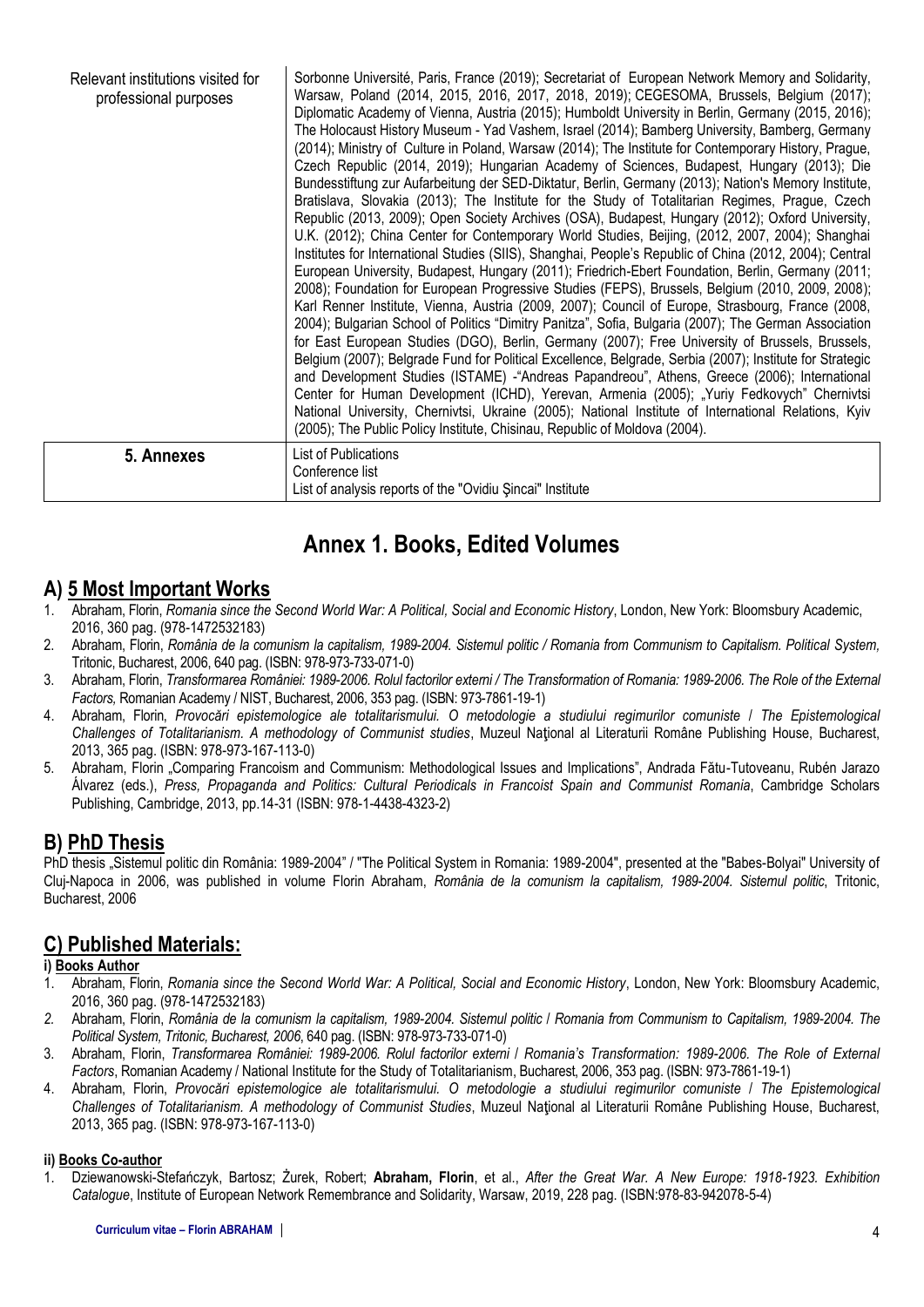| Relevant institutions visited for professional purposes | Sorbonne Université, Paris, France (2019); Secretariat of European Network Memory and Solidarity, Warsaw, Poland (2014, 2015, 2016, 2017, 2018, 2019); CEGESOMA, Brussels, Belgium (2017); Diplomatic Academy of Vienna, Austria (2015); Humboldt University in Berlin, Germany (2015, 2016); The Holocaust History Museum - Yad Vashem, Israel (2014); Bamberg University, Bamberg, Germany (2014); Ministry of Culture in Poland, Warsaw (2014); The Institute for Contemporary History, Prague, Czech Republic (2014, 2019); Hungarian Academy of Sciences, Budapest, Hungary (2013); Die Bundesstiftung zur Aufarbeitung der SED-Diktatur, Berlin, Germany (2013); Nation's Memory Institute, Bratislava, Slovakia (2013); The Institute for the Study of Totalitarian Regimes, Prague, Czech Republic (2013, 2009); Open Society Archives (OSA), Budapest, Hungary (2012); Oxford University, U.K. (2012); China Center for Contemporary World Studies, Beijing, (2012, 2007, 2004); Shanghai Institutes for International Studies (SIIS), Shanghai, People's Republic of China (2012, 2004); Central European University, Budapest, Hungary (2011); Friedrich-Ebert Foundation, Berlin, Germany (2011; 2008); Foundation for European Progressive Studies (FEPS), Brussels, Belgium (2010, 2009, 2008); Karl Renner Institute, Vienna, Austria (2009, 2007); Council of Europe, Strasbourg, France (2008, 2004); Bulgarian School of Politics "Dimitry Panitza", Sofia, Bulgaria (2007); The German Association for East European Studies (DGO), Berlin, Germany (2007); Free University of Brussels, Brussels, Belgium (2007); Belgrade Fund for Political Excellence, Belgrade, Serbia (2007); Institute for Strategic and Development Studies (ISTAME) -"Andreas Papandreou", Athens, Greece (2006); International Center for Human Development (ICHD), Yerevan, Armenia (2005); „Yuriy Fedkovych" Chernivtsi National University, Chernivtsi, Ukraine (2005); National Institute of International Relations, Kyiv (2005); The Public Policy Institute, Chisinau, Republic of Moldova (2004). |
|---|---|
| **5. Annexes** | List of Publications<br>Conference list<br>List of analysis reports of the "Ovidiu Şincai" Institute |

# Annex 1. Books, Edited Volumes

## A) 5 Most Important Works

1. Abraham, Florin, *Romania since the Second World War: A Political, Social and Economic History*, London, New York: Bloomsbury Academic, 2016, 360 pag. (978-1472532183)
2. Abraham, Florin, *România de la comunism la capitalism, 1989-2004. Sistemul politic / Romania from Communism to Capitalism. Political System,* Tritonic, Bucharest, 2006, 640 pag. (ISBN: 978-973-733-071-0)
3. Abraham, Florin, *Transformarea României: 1989-2006. Rolul factorilor externi / The Transformation of Romania: 1989-2006. The Role of the External Factors,* Romanian Academy / NIST, Bucharest, 2006, 353 pag. (ISBN: 973-7861-19-1)
4. Abraham, Florin, *Provocări epistemologice ale totalitarismului. O metodologie a studiului regimurilor comuniste / The Epistemological Challenges of Totalitarianism. A methodology of Communist studies*, Muzeul Naţional al Literaturii Române Publishing House, Bucharest, 2013, 365 pag. (ISBN: 978-973-167-113-0)
5. Abraham, Florin „Comparing Francoism and Communism: Methodological Issues and Implications", Andrada Fătu-Tutoveanu, Rubén Jarazo Álvarez (eds.), *Press, Propaganda and Politics: Cultural Periodicals in Francoist Spain and Communist Romania*, Cambridge Scholars Publishing, Cambridge, 2013, pp.14-31 (ISBN: 978-1-4438-4323-2)

## B) PhD Thesis

PhD thesis „Sistemul politic din România: 1989-2004" / "The Political System in Romania: 1989-2004", presented at the "Babes-Bolyai" University of Cluj-Napoca in 2006, was published in volume Florin Abraham, *România de la comunism la capitalism, 1989-2004. Sistemul politic*, Tritonic, Bucharest, 2006

## C) Published Materials:

### i) Books Author

1. Abraham, Florin, *Romania since the Second World War: A Political, Social and Economic History*, London, New York: Bloomsbury Academic, 2016, 360 pag. (978-1472532183)
2. Abraham, Florin, *România de la comunism la capitalism, 1989-2004. Sistemul politic / Romania from Communism to Capitalism, 1989-2004. The Political System, Tritonic, Bucharest, 2006*, 640 pag. (ISBN: 978-973-733-071-0)
3. Abraham, Florin, *Transformarea României: 1989-2006. Rolul factorilor externi / Romania's Transformation: 1989-2006. The Role of External Factors*, Romanian Academy / National Institute for the Study of Totalitarianism, Bucharest, 2006, 353 pag. (ISBN: 973-7861-19-1)
4. Abraham, Florin, *Provocări epistemologice ale totalitarismului. O metodologie a studiului regimurilor comuniste / The Epistemological Challenges of Totalitarianism. A methodology of Communist Studies*, Muzeul Naţional al Literaturii Române Publishing House, Bucharest, 2013, 365 pag. (ISBN: 978-973-167-113-0)

### ii) Books Co-author

1. Dziewanowski-Stefańczyk, Bartosz; Żurek, Robert; **Abraham, Florin**, et al., *After the Great War. A New Europe: 1918-1923. Exhibition Catalogue*, Institute of European Network Remembrance and Solidarity, Warsaw, 2019, 228 pag. (ISBN:978-83-942078-5-4)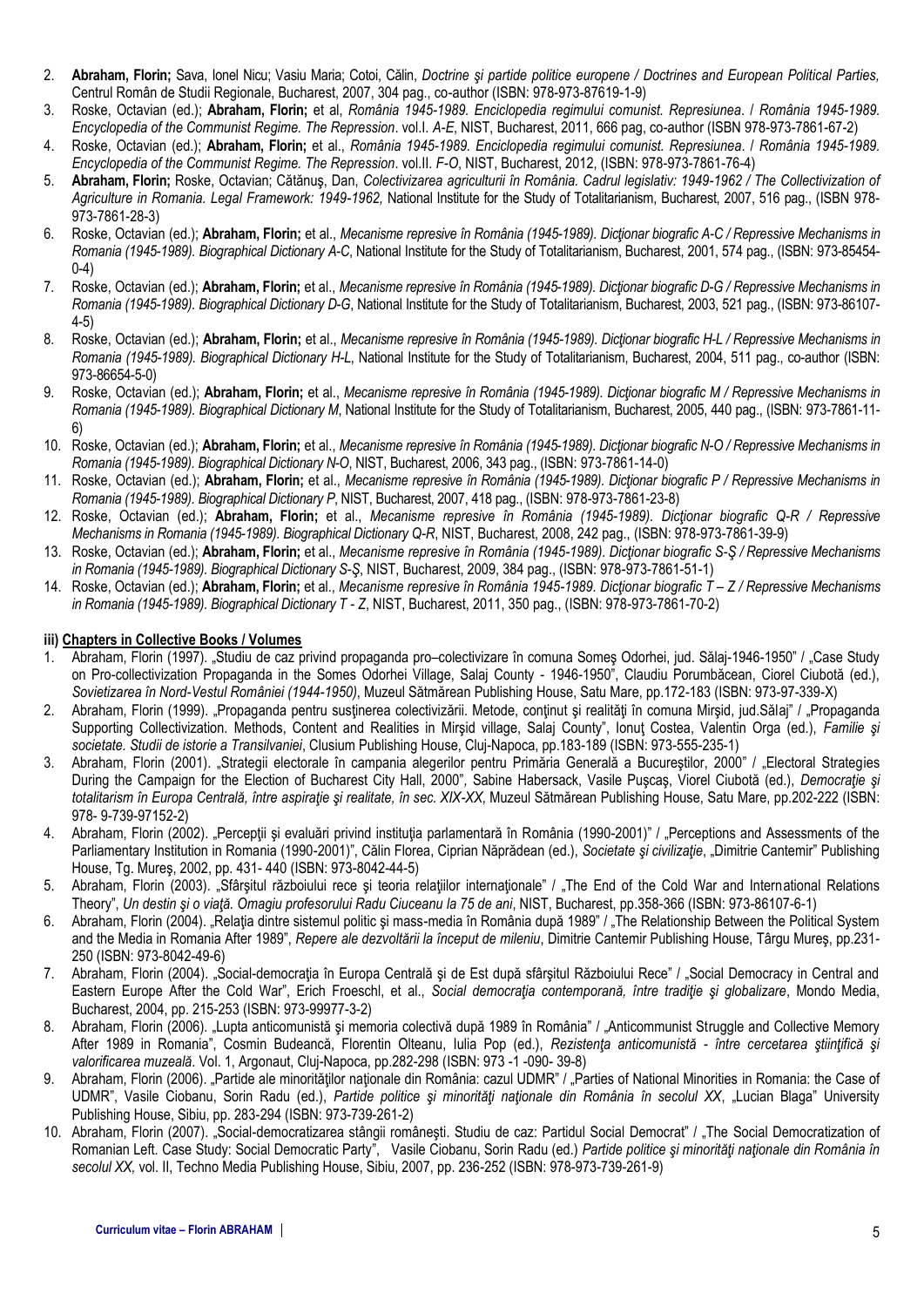2. **Abraham, Florin;** Sava, Ionel Nicu; Vasiu Maria; Cotoi, Călin, *Doctrine şi partide politice europene / Doctrines and European Political Parties,* Centrul Român de Studii Regionale, Bucharest, 2007, 304 pag., co-author (ISBN: 978-973-87619-1-9)
3. Roske, Octavian (ed.); **Abraham, Florin;** et al, *România 1945-1989. Enciclopedia regimului comunist. Represiunea*. / *România 1945-1989. Encyclopedia of the Communist Regime. The Repression*. vol.I. *A-E*, NIST, Bucharest, 2011, 666 pag, co-author (ISBN 978-973-7861-67-2)
4. Roske, Octavian (ed.); **Abraham, Florin;** et al., *România 1945-1989. Enciclopedia regimului comunist. Represiunea*. / *România 1945-1989. Encyclopedia of the Communist Regime. The Repression*. vol.II. *F-O*, NIST, Bucharest, 2012, (ISBN: 978-973-7861-76-4)
5. **Abraham, Florin;** Roske, Octavian; Cătănuş, Dan, *Colectivizarea agriculturii în România. Cadrul legislativ: 1949-1962 / The Collectivization of Agriculture in Romania. Legal Framework: 1949-1962,* National Institute for the Study of Totalitarianism, Bucharest, 2007, 516 pag., (ISBN 978-973-7861-28-3)
6. Roske, Octavian (ed.); **Abraham, Florin;** et al., *Mecanisme represive în România (1945-1989). Dicţionar biografic A-C / Repressive Mechanisms in Romania (1945-1989). Biographical Dictionary A-C*, National Institute for the Study of Totalitarianism, Bucharest, 2001, 574 pag., (ISBN: 973-85454-0-4)
7. Roske, Octavian (ed.); **Abraham, Florin;** et al., *Mecanisme represive în România (1945-1989). Dicţionar biografic D-G / Repressive Mechanisms in Romania (1945-1989). Biographical Dictionary D-G*, National Institute for the Study of Totalitarianism, Bucharest, 2003, 521 pag., (ISBN: 973-86107-4-5)
8. Roske, Octavian (ed.); **Abraham, Florin;** et al., *Mecanisme represive în România (1945-1989). Dicţionar biografic H-L / Repressive Mechanisms in Romania (1945-1989). Biographical Dictionary H-L*, National Institute for the Study of Totalitarianism, Bucharest, 2004, 511 pag., co-author (ISBN: 973-86654-5-0)
9. Roske, Octavian (ed.); **Abraham, Florin;** et al., *Mecanisme represive în România (1945-1989). Dicţionar biografic M / Repressive Mechanisms in Romania (1945-1989). Biographical Dictionary M*, National Institute for the Study of Totalitarianism, Bucharest, 2005, 440 pag., (ISBN: 973-7861-11-6)
10. Roske, Octavian (ed.); **Abraham, Florin;** et al., *Mecanisme represive în România (1945-1989). Dicţionar biografic N-O / Repressive Mechanisms in Romania (1945-1989). Biographical Dictionary N-O*, NIST, Bucharest, 2006, 343 pag., (ISBN: 973-7861-14-0)
11. Roske, Octavian (ed.); **Abraham, Florin;** et al., *Mecanisme represive în România (1945-1989). Dicţionar biografic P / Repressive Mechanisms in Romania (1945-1989). Biographical Dictionary P*, NIST, Bucharest, 2007, 418 pag., (ISBN: 978-973-7861-23-8)
12. Roske, Octavian (ed.); **Abraham, Florin;** et al., *Mecanisme represive în România (1945-1989). Dicţionar biografic Q-R / Repressive Mechanisms in Romania (1945-1989). Biographical Dictionary Q-R*, NIST, Bucharest, 2008, 242 pag., (ISBN: 978-973-7861-39-9)
13. Roske, Octavian (ed.); **Abraham, Florin;** et al., *Mecanisme represive în România (1945-1989). Dicţionar biografic S-Ş / Repressive Mechanisms in Romania (1945-1989). Biographical Dictionary S-Ş*, NIST, Bucharest, 2009, 384 pag., (ISBN: 978-973-7861-51-1)
14. Roske, Octavian (ed.); **Abraham, Florin;** et al., *Mecanisme represive în România 1945-1989. Dicţionar biografic T – Z / Repressive Mechanisms in Romania (1945-1989). Biographical Dictionary T - Z*, NIST, Bucharest, 2011, 350 pag., (ISBN: 978-973-7861-70-2)

#### iii) Chapters in Collective Books / Volumes

1. Abraham, Florin (1997). „Studiu de caz privind propaganda pro–colectivizare în comuna Someş Odorhei, jud. Sălaj-1946-1950" / „Case Study on Pro-collectivization Propaganda in the Somes Odorhei Village, Salaj County - 1946-1950", Claudiu Porumbăcean, Ciorel Ciubotă (ed.), *Sovietizarea în Nord-Vestul României (1944-1950)*, Muzeul Sătmărean Publishing House, Satu Mare, pp.172-183 (ISBN: 973-97-339-X)
2. Abraham, Florin (1999). „Propaganda pentru susţinerea colectivizării. Metode, conţinut şi realităţi în comuna Mirşid, jud.Sălaj" / „Propaganda Supporting Collectivization. Methods, Content and Realities in Mirşid village, Salaj County", Ionuţ Costea, Valentin Orga (ed.), *Familie şi societate. Studii de istorie a Transilvaniei*, Clusium Publishing House, Cluj-Napoca, pp.183-189 (ISBN: 973-555-235-1)
3. Abraham, Florin (2001). „Strategii electorale în campania alegerilor pentru Primăria Generală a Bucureştilor, 2000" / „Electoral Strategies During the Campaign for the Election of Bucharest City Hall, 2000", Sabine Habersack, Vasile Puşcaş, Viorel Ciubotă (ed.), *Democraţie şi totalitarism în Europa Centrală, între aspiraţie şi realitate, în sec. XIX-XX*, Muzeul Sătmărean Publishing House, Satu Mare, pp.202-222 (ISBN: 978- 9-739-97152-2)
4. Abraham, Florin (2002). „Percepţii şi evaluări privind instituţia parlamentară în România (1990-2001)" / „Perceptions and Assessments of the Parliamentary Institution in Romania (1990-2001)", Călin Florea, Ciprian Năprădean (ed.), *Societate şi civilizaţie*, „Dimitrie Cantemir" Publishing House, Tg. Mureş, 2002, pp. 431- 440 (ISBN: 973-8042-44-5)
5. Abraham, Florin (2003). „Sfârşitul războiului rece şi teoria relaţiilor internaţionale" / „The End of the Cold War and International Relations Theory", *Un destin şi o viaţă. Omagiu profesorului Radu Ciuceanu la 75 de ani*, NIST, Bucharest, pp.358-366 (ISBN: 973-86107-6-1)
6. Abraham, Florin (2004). „Relaţia dintre sistemul politic şi mass-media în România după 1989" / „The Relationship Between the Political System and the Media in Romania After 1989", *Repere ale dezvoltării la început de mileniu*, Dimitrie Cantemir Publishing House, Târgu Mureş, pp.231-250 (ISBN: 973-8042-49-6)
7. Abraham, Florin (2004). „Social-democraţia în Europa Centrală şi de Est după sfârşitul Războiului Rece" / „Social Democracy in Central and Eastern Europe After the Cold War", Erich Froeschl, et al., *Social democraţia contemporană, între tradiţie şi globalizare*, Mondo Media, Bucharest, 2004, pp. 215-253 (ISBN: 973-99977-3-2)
8. Abraham, Florin (2006). „Lupta anticomunistă şi memoria colectivă după 1989 în România" / „Anticommunist Struggle and Collective Memory After 1989 in Romania", Cosmin Budeancă, Florentin Olteanu, Iulia Pop (ed.), *Rezistenţa anticomunistă - între cercetarea ştiinţifică şi valorificarea muzeală*. Vol. 1, Argonaut, Cluj-Napoca, pp.282-298 (ISBN: 973 -1 -090- 39-8)
9. Abraham, Florin (2006). „Partide ale minorităţilor naţionale din România: cazul UDMR" / „Parties of National Minorities in Romania: the Case of UDMR", Vasile Ciobanu, Sorin Radu (ed.), *Partide politice şi minorităţi naţionale din România în secolul XX*, „Lucian Blaga" University Publishing House, Sibiu, pp. 283-294 (ISBN: 973-739-261-2)
10. Abraham, Florin (2007). „Social-democratizarea stângii româneşti. Studiu de caz: Partidul Social Democrat" / „The Social Democratization of Romanian Left. Case Study: Social Democratic Party", Vasile Ciobanu, Sorin Radu (ed.) *Partide politice şi minorităţi naţionale din România în secolul XX,* vol. II, Techno Media Publishing House, Sibiu, 2007, pp. 236-252 (ISBN: 978-973-739-261-9)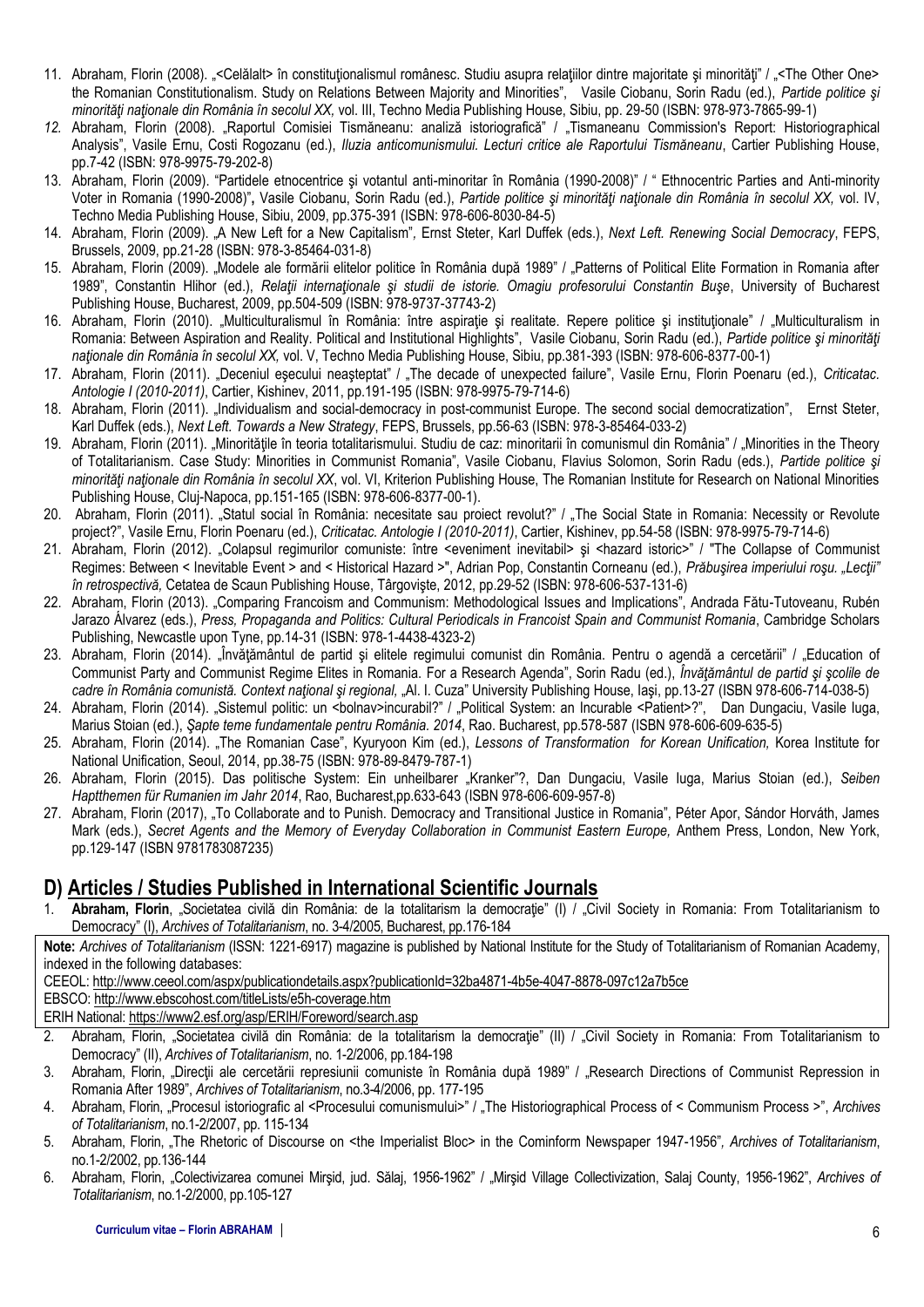11. Abraham, Florin (2008). „<Celălalt> în constituţionalismul românesc. Studiu asupra relaţiilor dintre majoritate şi minorităţi" / „<The Other One> the Romanian Constitutionalism. Study on Relations Between Majority and Minorities", Vasile Ciobanu, Sorin Radu (ed.), *Partide politice şi minorităţi naţionale din România în secolul XX,* vol. III, Techno Media Publishing House, Sibiu, pp. 29-50 (ISBN: 978-973-7865-99-1)
12. Abraham, Florin (2008). „Raportul Comisiei Tismăneanu: analiză istoriografică" / „Tismaneanu Commission's Report: Historiographical Analysis", Vasile Ernu, Costi Rogozanu (ed.), *Iluzia anticomunismului. Lecturi critice ale Raportului Tismăneanu*, Cartier Publishing House, pp.7-42 (ISBN: 978-9975-79-202-8)
13. Abraham, Florin (2009). "Partidele etnocentrice şi votantul anti-minoritar în România (1990-2008)" / " Ethnocentric Parties and Anti-minority Voter in Romania (1990-2008)", Vasile Ciobanu, Sorin Radu (ed.), *Partide politice şi minorităţi naţionale din România în secolul XX,* vol. IV, Techno Media Publishing House, Sibiu, 2009, pp.375-391 (ISBN: 978-606-8030-84-5)
14. Abraham, Florin (2009). „A New Left for a New Capitalism", Ernst Steter, Karl Duffek (eds.), *Next Left. Renewing Social Democracy*, FEPS, Brussels, 2009, pp.21-28 (ISBN: 978-3-85464-031-8)
15. Abraham, Florin (2009). „Modele ale formării elitelor politice în România după 1989" / „Patterns of Political Elite Formation in Romania after 1989", Constantin Hlihor (ed.), *Relaţii internaţionale şi studii de istorie. Omagiu profesorului Constantin Buşe*, University of Bucharest Publishing House, Bucharest, 2009, pp.504-509 (ISBN: 978-9737-37743-2)
16. Abraham, Florin (2010). „Multiculturalismul în România: între aspiraţie şi realitate. Repere politice şi instituţionale" / „Multiculturalism in Romania: Between Aspiration and Reality. Political and Institutional Highlights", Vasile Ciobanu, Sorin Radu (ed.), *Partide politice şi minorităţi naţionale din România în secolul XX,* vol. V, Techno Media Publishing House, Sibiu, pp.381-393 (ISBN: 978-606-8377-00-1)
17. Abraham, Florin (2011). „Deceniul eşecului neaşteptat" / „The decade of unexpected failure", Vasile Ernu, Florin Poenaru (ed.), *Criticatac. Antologie I (2010-2011)*, Cartier, Kishinev, 2011, pp.191-195 (ISBN: 978-9975-79-714-6)
18. Abraham, Florin (2011). „Individualism and social-democracy in post-communist Europe. The second social democratization", Ernst Steter, Karl Duffek (eds.), *Next Left. Towards a New Strategy*, FEPS, Brussels, pp.56-63 (ISBN: 978-3-85464-033-2)
19. Abraham, Florin (2011). „Minorităţile în teoria totalitarismului. Studiu de caz: minoritarii în comunismul din România" / „Minorities in the Theory of Totalitarianism. Case Study: Minorities in Communist Romania", Vasile Ciobanu, Flavius Solomon, Sorin Radu (eds.), *Partide politice şi minorităţi naţionale din România în secolul XX*, vol. VI, Kriterion Publishing House, The Romanian Institute for Research on National Minorities Publishing House, Cluj-Napoca, pp.151-165 (ISBN: 978-606-8377-00-1).
20. Abraham, Florin (2011). „Statul social în România: necesitate sau proiect revolut?" / „The Social State in Romania: Necessity or Revolute project?", Vasile Ernu, Florin Poenaru (ed.), *Criticatac. Antologie I (2010-2011)*, Cartier, Kishinev, pp.54-58 (ISBN: 978-9975-79-714-6)
21. Abraham, Florin (2012). „Colapsul regimurilor comuniste: între <eveniment inevitabil> şi <hazard istoric>" / "The Collapse of Communist Regimes: Between < Inevitable Event > and < Historical Hazard >", Adrian Pop, Constantin Corneanu (ed.), *Prăbuşirea imperiului roşu. „Lecţii" în retrospectivă,* Cetatea de Scaun Publishing House, Târgovişte, 2012, pp.29-52 (ISBN: 978-606-537-131-6)
22. Abraham, Florin (2013). „Comparing Francoism and Communism: Methodological Issues and Implications", Andrada Fătu-Tutoveanu, Rubén Jarazo Álvarez (eds.), *Press, Propaganda and Politics: Cultural Periodicals in Francoist Spain and Communist Romania*, Cambridge Scholars Publishing, Newcastle upon Tyne, pp.14-31 (ISBN: 978-1-4438-4323-2)
23. Abraham, Florin (2014). „Învăţământul de partid şi elitele regimului comunist din România. Pentru o agendă a cercetării" / „Education of Communist Party and Communist Regime Elites in Romania. For a Research Agenda", Sorin Radu (ed.), *Învăţământul de partid şi şcolile de cadre în România comunistă. Context naţional şi regional,* „Al. I. Cuza" University Publishing House, Iaşi, pp.13-27 (ISBN 978-606-714-038-5)
24. Abraham, Florin (2014). „Sistemul politic: un <bolnav>incurabil?" / „Political System: an Incurable <Patient>?", Dan Dungaciu, Vasile Iuga, Marius Stoian (ed.), *Şapte teme fundamentale pentru România. 2014*, Rao. Bucharest, pp.578-587 (ISBN 978-606-609-635-5)
25. Abraham, Florin (2014). „The Romanian Case", Kyuryoon Kim (ed.), *Lessons of Transformation for Korean Unification,* Korea Institute for National Unification, Seoul, 2014, pp.38-75 (ISBN: 978-89-8479-787-1)
26. Abraham, Florin (2015). Das politische System: Ein unheilbarer „Kranker"?, Dan Dungaciu, Vasile Iuga, Marius Stoian (ed.), *Seiben Haptthemen für Rumanien im Jahr 2014*, Rao, Bucharest,pp.633-643 (ISBN 978-606-609-957-8)
27. Abraham, Florin (2017), „To Collaborate and to Punish. Democracy and Transitional Justice in Romania", Péter Apor, Sándor Horváth, James Mark (eds.), *Secret Agents and the Memory of Everyday Collaboration in Communist Eastern Europe,* Anthem Press, London, New York, pp.129-147 (ISBN 9781783087235)

## D) Articles / Studies Published in International Scientific Journals

1. **Abraham, Florin**, „Societatea civilă din România: de la totalitarism la democraţie" (I) / „Civil Society in Romania: From Totalitarianism to Democracy" (I), *Archives of Totalitarianism*, no. 3-4/2005, Bucharest, pp.176-184

**Note:** *Archives of Totalitarianism* (ISSN: 1221-6917) magazine is published by National Institute for the Study of Totalitarianism of Romanian Academy, indexed in the following databases:
CEEOL: http://www.ceeol.com/aspx/publicationdetails.aspx?publicationId=32ba4871-4b5e-4047-8878-097c12a7b5ce
EBSCO: http://www.ebscohost.com/titleLists/e5h-coverage.htm
ERIH National: https://www2.esf.org/asp/ERIH/Foreword/search.asp

2. Abraham, Florin, „Societatea civilă din România: de la totalitarism la democraţie" (II) / „Civil Society in Romania: From Totalitarianism to Democracy" (II), *Archives of Totalitarianism*, no. 1-2/2006, pp.184-198
3. Abraham, Florin, „Direcţii ale cercetării represiunii comuniste în România după 1989" / „Research Directions of Communist Repression in Romania After 1989", *Archives of Totalitarianism*, no.3-4/2006, pp. 177-195
4. Abraham, Florin, „Procesul istoriografic al <Procesului comunismului>" / „The Historiographical Process of < Communism Process >", *Archives of Totalitarianism*, no.1-2/2007, pp. 115-134
5. Abraham, Florin, „The Rhetoric of Discourse on <the Imperialist Bloc> in the Cominform Newspaper 1947-1956", *Archives of Totalitarianism*, no.1-2/2002, pp.136-144
6. Abraham, Florin, „Colectivizarea comunei Mirşid, jud. Sălaj, 1956-1962" / „Mirşid Village Collectivization, Salaj County, 1956-1962", *Archives of Totalitarianism*, no.1-2/2000, pp.105-127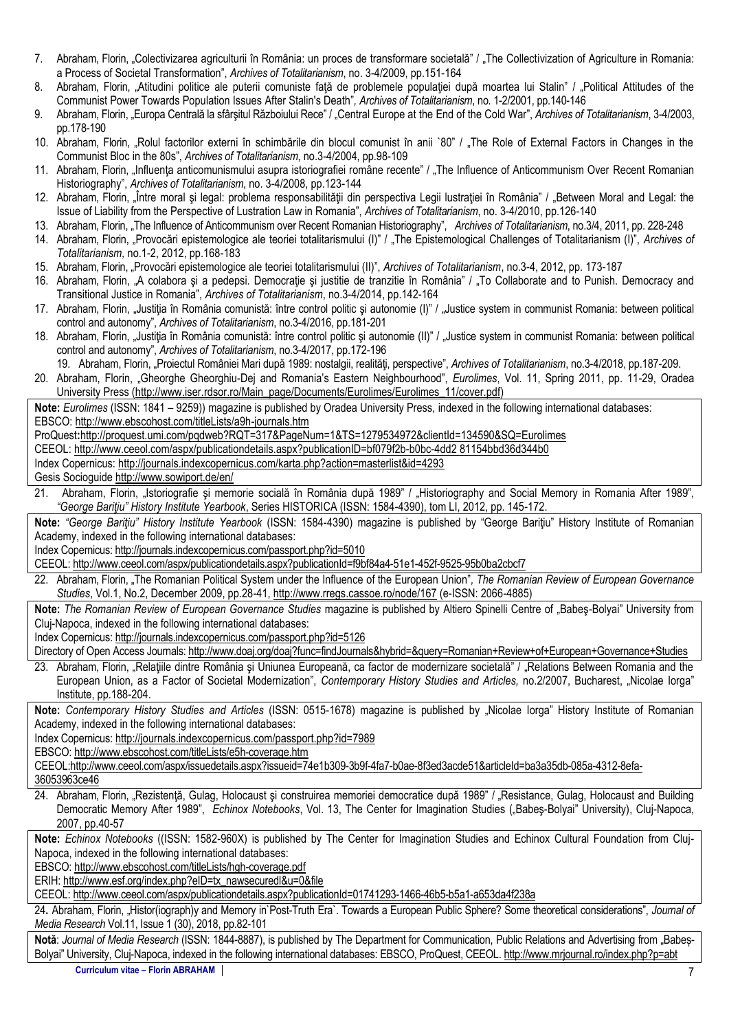7. Abraham, Florin, „Colectivizarea agriculturii în România: un proces de transformare societală" / „The Collectivization of Agriculture in Romania: a Process of Societal Transformation", *Archives of Totalitarianism*, no. 3-4/2009, pp.151-164
8. Abraham, Florin, „Atitudini politice ale puterii comuniste faţă de problemele populaţiei după moartea lui Stalin" / „Political Attitudes of the Communist Power Towards Population Issues After Stalin's Death", *Archives of Totalitarianism*, no. 1-2/2001, pp.140-146
9. Abraham, Florin, „Europa Centrală la sfârşitul Războiului Rece" / „Central Europe at the End of the Cold War", *Archives of Totalitarianism*, 3-4/2003, pp.178-190
10. Abraham, Florin, „Rolul factorilor externi în schimbările din blocul comunist în anii `80" / „The Role of External Factors in Changes in the Communist Bloc in the 80s", *Archives of Totalitarianism*, no.3-4/2004, pp.98-109
11. Abraham, Florin, „Influenţa anticomunismului asupra istoriografiei române recente" / „The Influence of Anticommunism Over Recent Romanian Historiography", *Archives of Totalitarianism*, no. 3-4/2008, pp.123-144
12. Abraham, Florin, „Între moral şi legal: problema responsabilităţii din perspectiva Legii lustraţiei în România" / „Between Moral and Legal: the Issue of Liability from the Perspective of Lustration Law in Romania", *Archives of Totalitarianism*, no. 3-4/2010, pp.126-140
13. Abraham, Florin, „The Influence of Anticommunism over Recent Romanian Historiography", *Archives of Totalitarianism*, no.3/4, 2011, pp. 228-248
14. Abraham, Florin, „Provocări epistemologice ale teoriei totalitarismului (I)" / „The Epistemological Challenges of Totalitarianism (I)", *Archives of Totalitarianism*, no.1-2, 2012, pp.168-183
15. Abraham, Florin, „Provocări epistemologice ale teoriei totalitarismului (II)", *Archives of Totalitarianism*, no.3-4, 2012, pp. 173-187
16. Abraham, Florin, „A colabora şi a pedepsi. Democraţie şi justitie de tranzitie în România" / „To Collaborate and to Punish. Democracy and Transitional Justice in Romania", *Archives of Totalitarianism*, no.3-4/2014, pp.142-164
17. Abraham, Florin, „Justiţia în România comunistă: între control politic şi autonomie (I)" / „Justice system in communist Romania: between political control and autonomy", *Archives of Totalitarianism*, no.3-4/2016, pp.181-201
18. Abraham, Florin, „Justiţia în România comunistă: între control politic şi autonomie (II)" / „Justice system in communist Romania: between political control and autonomy", *Archives of Totalitarianism*, no.3-4/2017, pp.172-196
19. Abraham, Florin, „Proiectul României Mari după 1989: nostalgii, realităţi, perspective", *Archives of Totalitarianism*, no.3-4/2018, pp.187-209.
20. Abraham, Florin, „Gheorghe Gheorghiu-Dej and Romania's Eastern Neighbourhood", *Eurolimes*, Vol. 11, Spring 2011, pp. 11-29, Oradea University Press (http://www.iser.rdsor.ro/Main_page/Documents/Eurolimes/Eurolimes_11/cover.pdf)

**Note:** *Eurolimes* (ISSN: 1841 – 9259)) magazine is published by Oradea University Press, indexed in the following international databases:
EBSCO: http://www.ebscohost.com/titleLists/a9h-journals.htm
ProQuest:http://proquest.umi.com/pqdweb?RQT=317&PageNum=1&TS=1279534972&clientId=134590&SQ=Eurolimes
CEEOL: http://www.ceeol.com/aspx/publicationdetails.aspx?publicationID=bf079f2b-b0bc-4dd2 81154bbd36d344b0
Index Copernicus: http://journals.indexcopernicus.com/karta.php?action=masterlist&id=4293
Gesis Socioguide http://www.sowiport.de/en/

21. Abraham, Florin, „Istoriografie şi memorie socială în România după 1989" / „Historiography and Social Memory in Romania After 1989", *"George Bariţiu" History Institute Yearbook*, Series HISTORICA (ISSN: 1584-4390), tom LI, 2012, pp. 145-172.

**Note:** *"George Bariţiu" History Institute Yearbook* (ISSN: 1584-4390) magazine is published by "George Bariţiu" History Institute of Romanian Academy, indexed in the following international databases:
Index Copernicus: http://journals.indexcopernicus.com/passport.php?id=5010
CEEOL: http://www.ceeol.com/aspx/publicationdetails.aspx?publicationId=f9bf84a4-51e1-452f-9525-95b0ba2cbcf7

22. Abraham, Florin, „The Romanian Political System under the Influence of the European Union", *The Romanian Review of European Governance Studies*, Vol.1, No.2, December 2009, pp.28-41, http://www.rregs.cassoe.ro/node/167 (e-ISSN: 2066-4885)

**Note:** *The Romanian Review of European Governance Studies* magazine is published by Altiero Spinelli Centre of „Babeş-Bolyai" University from Cluj-Napoca, indexed in the following international databases:
Index Copernicus: http://journals.indexcopernicus.com/passport.php?id=5126
Directory of Open Access Journals: http://www.doaj.org/doaj?func=findJournals&hybrid=&query=Romanian+Review+of+European+Governance+Studies

23. Abraham, Florin, „Relaţiile dintre România şi Uniunea Europeană, ca factor de modernizare societală" / „Relations Between Romania and the European Union, as a Factor of Societal Modernization", *Contemporary History Studies and Articles,* no.2/2007, Bucharest, „Nicolae Iorga" Institute, pp.188-204.

**Note:** *Contemporary History Studies and Articles* (ISSN: 0515-1678) magazine is published by „Nicolae Iorga" History Institute of Romanian Academy, indexed in the following international databases:
Index Copernicus: http://journals.indexcopernicus.com/passport.php?id=7989
EBSCO: http://www.ebscohost.com/titleLists/e5h-coverage.htm
CEEOL:http://www.ceeol.com/aspx/issuedetails.aspx?issueid=74e1b309-3b9f-4fa7-b0ae-8f3ed3acde51&articleId=ba3a35db-085a-4312-8efa-36053963ce46

24. Abraham, Florin, „Rezistenţă, Gulag, Holocaust şi construirea memoriei democratice după 1989" / „Resistance, Gulag, Holocaust and Building Democratic Memory After 1989", *Echinox Notebooks*, Vol. 13, The Center for Imagination Studies („Babeş-Bolyai" University), Cluj-Napoca, 2007, pp.40-57

**Note:** *Echinox Notebooks* ((ISSN: 1582-960X) is published by The Center for Imagination Studies and Echinox Cultural Foundation from Cluj-Napoca, indexed in the following international databases:
EBSCO: http://www.ebscohost.com/titleLists/hgh-coverage.pdf
ERIH: http://www.esf.org/index.php?eID=tx_nawsecuredl&u=0&file
CEEOL: http://www.ceeol.com/aspx/publicationdetails.aspx?publicationId=01741293-1466-46b5-b5a1-a653da4f238a

24. Abraham, Florin, „Histor(iograph)y and Memory in`Post-Truth Era`. Towards a European Public Sphere? Some theoretical considerations", *Journal of Media Research* Vol.11, Issue 1 (30), 2018, pp.82-101

**Notă**: *Journal of Media Research* (ISSN: 1844-8887), is published by The Department for Communication, Public Relations and Advertising from „Babeş-Bolyai" University, Cluj-Napoca, indexed in the following international databases: EBSCO, ProQuest, CEEOL. http://www.mrjournal.ro/index.php?p=abt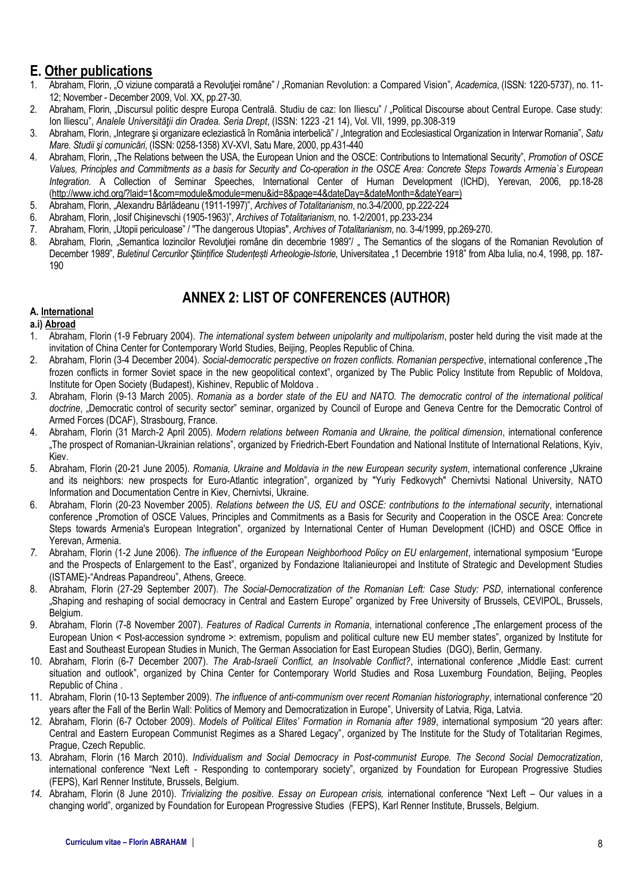## E. Other publications

1. Abraham, Florin, „O viziune comparată a Revoluţiei române" / „Romanian Revolution: a Compared Vision", *Academica*, (ISSN: 1220-5737), no. 11-12; November - December 2009, Vol. XX, pp.27-30.
2. Abraham, Florin, „Discursul politic despre Europa Centrală. Studiu de caz: Ion Iliescu" / „Political Discourse about Central Europe. Case study: Ion Iliescu", *Analele Universităţii din Oradea. Seria Drept*, (ISSN: 1223 -21 14), Vol. VII, 1999, pp.308-319
3. Abraham, Florin, „Integrare şi organizare ecleziastică în România interbelică" / „Integration and Ecclesiastical Organization in Interwar Romania", *Satu Mare. Studii şi comunicări*, (ISSN: 0258-1358) XV-XVI, Satu Mare, 2000, pp.431-440
4. Abraham, Florin, „The Relations between the USA, the European Union and the OSCE: Contributions to International Security", *Promotion of OSCE Values, Principles and Commitments as a basis for Security and Co-operation in the OSCE Area: Concrete Steps Towards Armenia`s European Integration.* A Collection of Seminar Speeches, International Center of Human Development (ICHD), Yerevan, 2006, pp.18-28 (http://www.ichd.org/?laid=1&com=module&module=menu&id=8&page=4&dateDay=&dateMonth=&dateYear=)
5. Abraham, Florin, „Alexandru Bârlădeanu (1911-1997)", *Archives of Totalitarianism*, no.3-4/2000, pp.222-224
6. Abraham, Florin, „Iosif Chişinevschi (1905-1963)", *Archives of Totalitarianism*, no. 1-2/2001, pp.233-234
7. Abraham, Florin, „Utopii periculoase" / "The dangerous Utopias", *Archives of Totalitarianism*, no. 3-4/1999, pp.269-270.
8. Abraham, Florin, „Semantica lozincilor Revoluţiei române din decembrie 1989"/ „ The Semantics of the slogans of the Romanian Revolution of December 1989", *Buletinul Cercurilor Ştiinţifice Studenţeşti Arheologie-Istorie*, Universitatea „1 Decembrie 1918" from Alba Iulia, no.4, 1998, pp. 187-190

# ANNEX 2: LIST OF CONFERENCES (AUTHOR)

### A. International

#### a.i) Abroad

1. Abraham, Florin (1-9 February 2004). *The international system between unipolarity and multipolarism*, poster held during the visit made at the invitation of China Center for Contemporary World Studies, Beijing, Peoples Republic of China.
2. Abraham, Florin (3-4 December 2004). *Social-democratic perspective on frozen conflicts. Romanian perspective*, international conference „The frozen conflicts in former Soviet space in the new geopolitical context", organized by The Public Policy Institute from Republic of Moldova, Institute for Open Society (Budapest), Kishinev, Republic of Moldova .
3. Abraham, Florin (9-13 March 2005). *Romania as a border state of the EU and NATO. The democratic control of the international political doctrine*, „Democratic control of security sector" seminar, organized by Council of Europe and Geneva Centre for the Democratic Control of Armed Forces (DCAF), Strasbourg, France.
4. Abraham, Florin (31 March-2 April 2005). *Modern relations between Romania and Ukraine, the political dimension*, international conference „The prospect of Romanian-Ukrainian relations", organized by Friedrich-Ebert Foundation and National Institute of International Relations, Kyiv, Kiev.
5. Abraham, Florin (20-21 June 2005). *Romania, Ukraine and Moldavia in the new European security system*, international conference „Ukraine and its neighbors: new prospects for Euro-Atlantic integration", organized by "Yuriy Fedkovych" Chernivtsi National University, NATO Information and Documentation Centre in Kiev, Chernivtsi, Ukraine.
6. Abraham, Florin (20-23 November 2005). *Relations between the US, EU and OSCE: contributions to the international security*, international conference „Promotion of OSCE Values, Principles and Commitments as a Basis for Security and Cooperation in the OSCE Area: Concrete Steps towards Armenia's European Integration", organized by International Center of Human Development (ICHD) and OSCE Office in Yerevan, Armenia.
7. Abraham, Florin (1-2 June 2006). *The influence of the European Neighborhood Policy on EU enlargement*, international symposium "Europe and the Prospects of Enlargement to the East", organized by Fondazione Italianieuropei and Institute of Strategic and Development Studies (ISTAME)-"Andreas Papandreou", Athens, Greece.
8. Abraham, Florin (27-29 September 2007). *The Social-Democratization of the Romanian Left: Case Study: PSD*, international conference „Shaping and reshaping of social democracy in Central and Eastern Europe" organized by Free University of Brussels, CEVIPOL, Brussels, Belgium.
9. Abraham, Florin (7-8 November 2007). *Features of Radical Currents in Romania*, international conference „The enlargement process of the European Union < Post-accession syndrome >: extremism, populism and political culture new EU member states", organized by Institute for East and Southeast European Studies in Munich, The German Association for East European Studies (DGO), Berlin, Germany.
10. Abraham, Florin (6-7 December 2007). *The Arab-Israeli Conflict, an Insolvable Conflict?*, international conference „Middle East: current situation and outlook", organized by China Center for Contemporary World Studies and Rosa Luxemburg Foundation, Beijing, Peoples Republic of China .
11. Abraham, Florin (10-13 September 2009). *The influence of anti-communism over recent Romanian historiography*, international conference "20 years after the Fall of the Berlin Wall: Politics of Memory and Democratization in Europe", University of Latvia, Riga, Latvia.
12. Abraham, Florin (6-7 October 2009). *Models of Political Elites' Formation in Romania after 1989*, international symposium "20 years after: Central and Eastern European Communist Regimes as a Shared Legacy", organized by The Institute for the Study of Totalitarian Regimes, Prague, Czech Republic.
13. Abraham, Florin (16 March 2010). *Individualism and Social Democracy in Post-communist Europe. The Second Social Democratization*, international conference "Next Left - Responding to contemporary society", organized by Foundation for European Progressive Studies (FEPS), Karl Renner Institute, Brussels, Belgium.
14. Abraham, Florin (8 June 2010). *Trivializing the positive. Essay on European crisis,* international conference "Next Left – Our values in a changing world", organized by Foundation for European Progressive Studies (FEPS), Karl Renner Institute, Brussels, Belgium.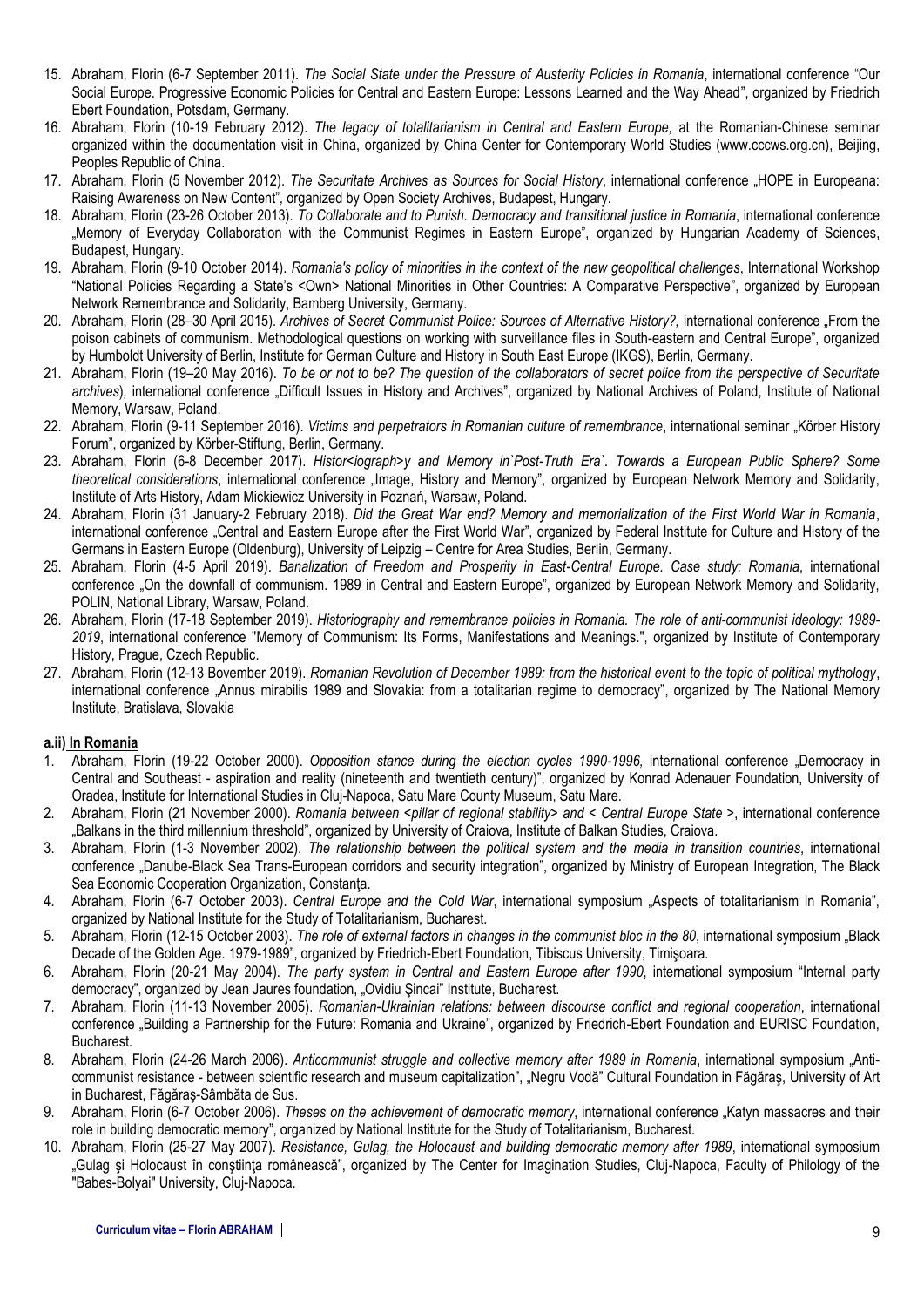15. Abraham, Florin (6-7 September 2011). *The Social State under the Pressure of Austerity Policies in Romania*, international conference "Our Social Europe. Progressive Economic Policies for Central and Eastern Europe: Lessons Learned and the Way Ahead", organized by Friedrich Ebert Foundation, Potsdam, Germany.
16. Abraham, Florin (10-19 February 2012). *The legacy of totalitarianism in Central and Eastern Europe,* at the Romanian-Chinese seminar organized within the documentation visit in China, organized by China Center for Contemporary World Studies (www.cccws.org.cn), Beijing, Peoples Republic of China.
17. Abraham, Florin (5 November 2012). *The Securitate Archives as Sources for Social History*, international conference „HOPE in Europeana: Raising Awareness on New Content", organized by Open Society Archives, Budapest, Hungary.
18. Abraham, Florin (23-26 October 2013). *To Collaborate and to Punish. Democracy and transitional justice in Romania*, international conference „Memory of Everyday Collaboration with the Communist Regimes in Eastern Europe", organized by Hungarian Academy of Sciences, Budapest, Hungary.
19. Abraham, Florin (9-10 October 2014). *Romania's policy of minorities in the context of the new geopolitical challenges*, International Workshop "National Policies Regarding a State's <Own> National Minorities in Other Countries: A Comparative Perspective", organized by European Network Remembrance and Solidarity, Bamberg University, Germany.
20. Abraham, Florin (28–30 April 2015). *Archives of Secret Communist Police: Sources of Alternative History?,* international conference „From the poison cabinets of communism. Methodological questions on working with surveillance files in South-eastern and Central Europe", organized by Humboldt University of Berlin, Institute for German Culture and History in South East Europe (IKGS), Berlin, Germany.
21. Abraham, Florin (19–20 May 2016). *To be or not to be? The question of the collaborators of secret police from the perspective of Securitate archives*), international conference „Difficult Issues in History and Archives", organized by National Archives of Poland, Institute of National Memory, Warsaw, Poland.
22. Abraham, Florin (9-11 September 2016). *Victims and perpetrators in Romanian culture of remembrance*, international seminar „Körber History Forum", organized by Körber-Stiftung, Berlin, Germany.
23. Abraham, Florin (6-8 December 2017). *Histor<iograph>y and Memory in`Post-Truth Era`. Towards a European Public Sphere? Some theoretical considerations*, international conference „Image, History and Memory", organized by European Network Memory and Solidarity, Institute of Arts History, Adam Mickiewicz University in Poznań, Warsaw, Poland.
24. Abraham, Florin (31 January-2 February 2018). *Did the Great War end? Memory and memorialization of the First World War in Romania*, international conference „Central and Eastern Europe after the First World War", organized by Federal Institute for Culture and History of the Germans in Eastern Europe (Oldenburg), University of Leipzig – Centre for Area Studies, Berlin, Germany.
25. Abraham, Florin (4-5 April 2019). *Banalization of Freedom and Prosperity in East-Central Europe. Case study: Romania*, international conference „On the downfall of communism. 1989 in Central and Eastern Europe", organized by European Network Memory and Solidarity, POLIN, National Library, Warsaw, Poland.
26. Abraham, Florin (17-18 September 2019). *Historiography and remembrance policies in Romania. The role of anti-communist ideology: 1989-2019*, international conference "Memory of Communism: Its Forms, Manifestations and Meanings.", organized by Institute of Contemporary History, Prague, Czech Republic.
27. Abraham, Florin (12-13 Bovember 2019). *Romanian Revolution of December 1989: from the historical event to the topic of political mythology*, international conference „Annus mirabilis 1989 and Slovakia: from a totalitarian regime to democracy", organized by The National Memory Institute, Bratislava, Slovakia

**a.ii) In Romania**

1. Abraham, Florin (19-22 October 2000). *Opposition stance during the election cycles 1990-1996,* international conference „Democracy in Central and Southeast - aspiration and reality (nineteenth and twentieth century)", organized by Konrad Adenauer Foundation, University of Oradea, Institute for International Studies in Cluj-Napoca, Satu Mare County Museum, Satu Mare.
2. Abraham, Florin (21 November 2000). *Romania between <pillar of regional stability> and < Central Europe State >*, international conference „Balkans in the third millennium threshold", organized by University of Craiova, Institute of Balkan Studies, Craiova.
3. Abraham, Florin (1-3 November 2002). *The relationship between the political system and the media in transition countries*, international conference „Danube-Black Sea Trans-European corridors and security integration", organized by Ministry of European Integration, The Black Sea Economic Cooperation Organization, Constanţa.
4. Abraham, Florin (6-7 October 2003). *Central Europe and the Cold War*, international symposium „Aspects of totalitarianism in Romania", organized by National Institute for the Study of Totalitarianism, Bucharest.
5. Abraham, Florin (12-15 October 2003). *The role of external factors in changes in the communist bloc in the 80*, international symposium „Black Decade of the Golden Age. 1979-1989", organized by Friedrich-Ebert Foundation, Tibiscus University, Timişoara.
6. Abraham, Florin (20-21 May 2004). *The party system in Central and Eastern Europe after 1990*, international symposium "Internal party democracy", organized by Jean Jaures foundation, „Ovidiu Şincai" Institute, Bucharest.
7. Abraham, Florin (11-13 November 2005). *Romanian-Ukrainian relations: between discourse conflict and regional cooperation*, international conference „Building a Partnership for the Future: Romania and Ukraine", organized by Friedrich-Ebert Foundation and EURISC Foundation, Bucharest.
8. Abraham, Florin (24-26 March 2006). *Anticommunist struggle and collective memory after 1989 in Romania*, international symposium „Anti-communist resistance - between scientific research and museum capitalization", „Negru Vodă" Cultural Foundation in Făgăraş, University of Art in Bucharest, Făgăraş-Sâmbăta de Sus.
9. Abraham, Florin (6-7 October 2006). *Theses on the achievement of democratic memory*, international conference „Katyn massacres and their role in building democratic memory", organized by National Institute for the Study of Totalitarianism, Bucharest.
10. Abraham, Florin (25-27 May 2007). *Resistance, Gulag, the Holocaust and building democratic memory after 1989*, international symposium „Gulag şi Holocaust în conştiinţa românească", organized by The Center for Imagination Studies, Cluj-Napoca, Faculty of Philology of the "Babes-Bolyai" University, Cluj-Napoca.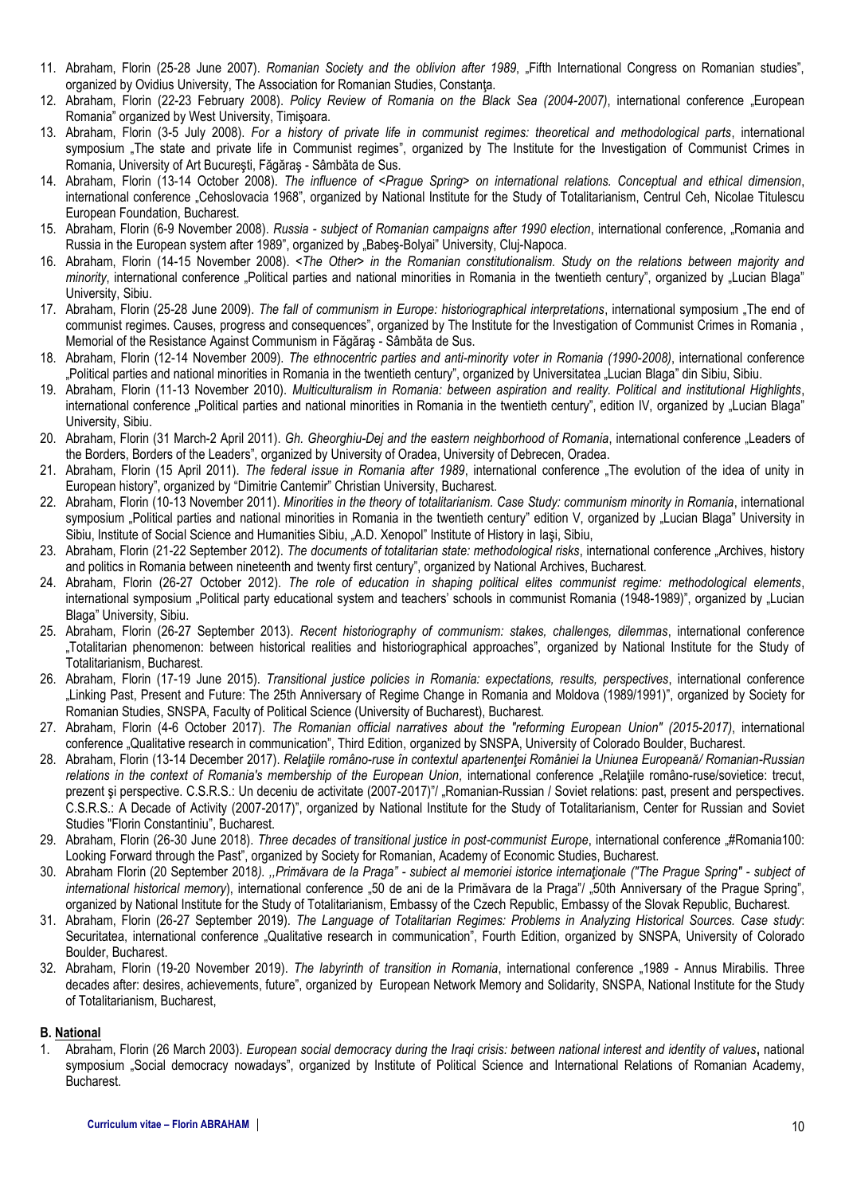11. Abraham, Florin (25-28 June 2007). *Romanian Society and the oblivion after 1989*, „Fifth International Congress on Romanian studies", organized by Ovidius University, The Association for Romanian Studies, Constanţa.
12. Abraham, Florin (22-23 February 2008). *Policy Review of Romania on the Black Sea (2004-2007)*, international conference „European Romania" organized by West University, Timişoara.
13. Abraham, Florin (3-5 July 2008). *For a history of private life in communist regimes: theoretical and methodological parts*, international symposium „The state and private life in Communist regimes", organized by The Institute for the Investigation of Communist Crimes in Romania, University of Art Bucureşti, Făgăraş - Sâmbăta de Sus.
14. Abraham, Florin (13-14 October 2008). *The influence of <Prague Spring> on international relations. Conceptual and ethical dimension*, international conference „Cehoslovacia 1968", organized by National Institute for the Study of Totalitarianism, Centrul Ceh, Nicolae Titulescu European Foundation, Bucharest.
15. Abraham, Florin (6-9 November 2008). *Russia - subject of Romanian campaigns after 1990 election*, international conference, „Romania and Russia in the European system after 1989", organized by „Babeş-Bolyai" University, Cluj-Napoca.
16. Abraham, Florin (14-15 November 2008). *<The Other> in the Romanian constitutionalism. Study on the relations between majority and minority*, international conference „Political parties and national minorities in Romania in the twentieth century", organized by „Lucian Blaga" University, Sibiu.
17. Abraham, Florin (25-28 June 2009). *The fall of communism in Europe: historiographical interpretations*, international symposium „The end of communist regimes. Causes, progress and consequences", organized by The Institute for the Investigation of Communist Crimes in Romania , Memorial of the Resistance Against Communism in Făgăraş - Sâmbăta de Sus.
18. Abraham, Florin (12-14 November 2009). *The ethnocentric parties and anti-minority voter in Romania (1990-2008)*, international conference „Political parties and national minorities in Romania in the twentieth century", organized by Universitatea „Lucian Blaga" din Sibiu, Sibiu.
19. Abraham, Florin (11-13 November 2010). *Multiculturalism in Romania: between aspiration and reality. Political and institutional Highlights*, international conference „Political parties and national minorities in Romania in the twentieth century", edition IV, organized by „Lucian Blaga" University, Sibiu.
20. Abraham, Florin (31 March-2 April 2011). *Gh. Gheorghiu-Dej and the eastern neighborhood of Romania*, international conference „Leaders of the Borders, Borders of the Leaders", organized by University of Oradea, University of Debrecen, Oradea.
21. Abraham, Florin (15 April 2011). *The federal issue in Romania after 1989*, international conference „The evolution of the idea of unity in European history", organized by "Dimitrie Cantemir" Christian University, Bucharest.
22. Abraham, Florin (10-13 November 2011). *Minorities in the theory of totalitarianism. Case Study: communism minority in Romania*, international symposium „Political parties and national minorities in Romania in the twentieth century" edition V, organized by „Lucian Blaga" University in Sibiu, Institute of Social Science and Humanities Sibiu, „A.D. Xenopol" Institute of History in Iaşi, Sibiu,
23. Abraham, Florin (21-22 September 2012). *The documents of totalitarian state: methodological risks*, international conference „Archives, history and politics in Romania between nineteenth and twenty first century", organized by National Archives, Bucharest.
24. Abraham, Florin (26-27 October 2012). *The role of education in shaping political elites communist regime: methodological elements*, international symposium „Political party educational system and teachers' schools in communist Romania (1948-1989)", organized by „Lucian Blaga" University, Sibiu.
25. Abraham, Florin (26-27 September 2013). *Recent historiography of communism: stakes, challenges, dilemmas*, international conference „Totalitarian phenomenon: between historical realities and historiographical approaches", organized by National Institute for the Study of Totalitarianism, Bucharest.
26. Abraham, Florin (17-19 June 2015). *Transitional justice policies in Romania: expectations, results, perspectives*, international conference „Linking Past, Present and Future: The 25th Anniversary of Regime Change in Romania and Moldova (1989/1991)", organized by Society for Romanian Studies, SNSPA, Faculty of Political Science (University of Bucharest), Bucharest.
27. Abraham, Florin (4-6 October 2017). *The Romanian official narratives about the "reforming European Union" (2015-2017)*, international conference „Qualitative research in communication", Third Edition, organized by SNSPA, University of Colorado Boulder, Bucharest.
28. Abraham, Florin (13-14 December 2017). *Relaţiile româno-ruse în contextul apartenenţei României la Uniunea Europeană/ Romanian-Russian relations in the context of Romania's membership of the European Union*, international conference „Relaţiile româno-ruse/sovietice: trecut, prezent şi perspective. C.S.R.S.: Un deceniu de activitate (2007-2017)"/ „Romanian-Russian / Soviet relations: past, present and perspectives. C.S.R.S.: A Decade of Activity (2007-2017)", organized by National Institute for the Study of Totalitarianism, Center for Russian and Soviet Studies "Florin Constantiniu", Bucharest.
29. Abraham, Florin (26-30 June 2018). *Three decades of transitional justice in post-communist Europe*, international conference „#Romania100: Looking Forward through the Past", organized by Society for Romanian, Academy of Economic Studies, Bucharest.
30. Abraham Florin (20 September 2018*). „Primăvara de la Praga" - subiect al memoriei istorice internaţionale ("The Prague Spring" - subject of international historical memory*), international conference „50 de ani de la Primăvara de la Praga"/ „50th Anniversary of the Prague Spring", organized by National Institute for the Study of Totalitarianism, Embassy of the Czech Republic, Embassy of the Slovak Republic, Bucharest.
31. Abraham, Florin (26-27 September 2019). *The Language of Totalitarian Regimes: Problems in Analyzing Historical Sources. Case study*: Securitatea, international conference „Qualitative research in communication", Fourth Edition, organized by SNSPA, University of Colorado Boulder, Bucharest.
32. Abraham, Florin (19-20 November 2019). *The labyrinth of transition in Romania*, international conference „1989 - Annus Mirabilis. Three decades after: desires, achievements, future", organized by European Network Memory and Solidarity, SNSPA, National Institute for the Study of Totalitarianism, Bucharest,

**B. National**

1. Abraham, Florin (26 March 2003). *European social democracy during the Iraqi crisis: between national interest and identity of values***,** national symposium „Social democracy nowadays", organized by Institute of Political Science and International Relations of Romanian Academy, Bucharest.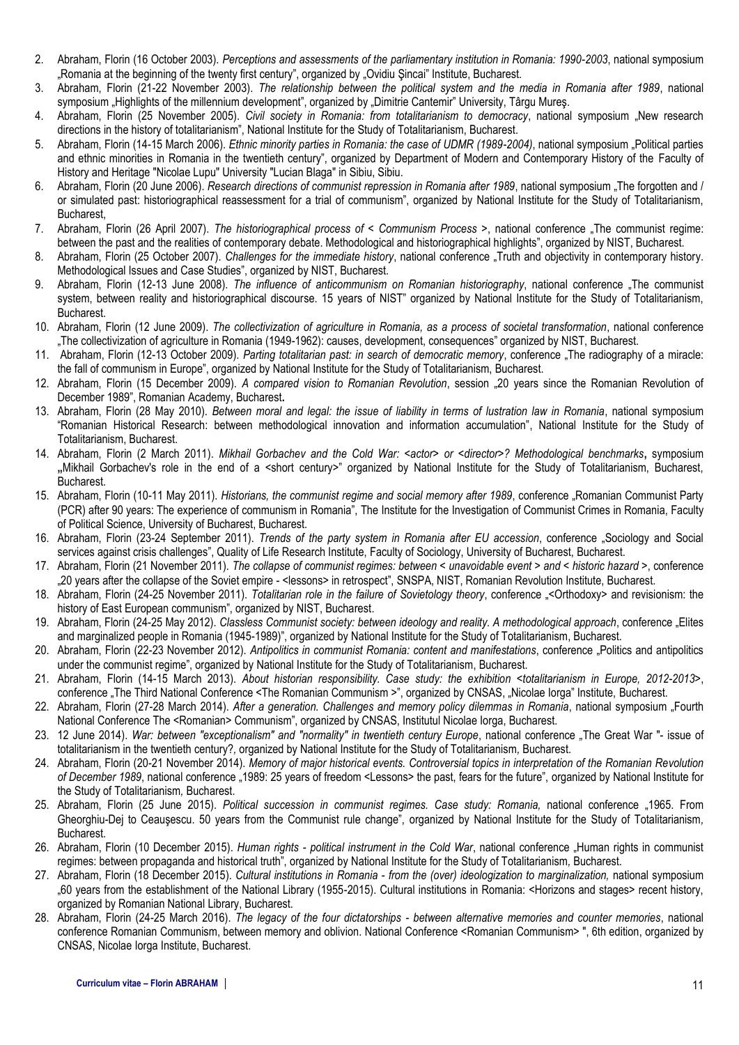2. Abraham, Florin (16 October 2003). *Perceptions and assessments of the parliamentary institution in Romania: 1990-2003*, national symposium „Romania at the beginning of the twenty first century", organized by „Ovidiu Şincai" Institute, Bucharest.
3. Abraham, Florin (21-22 November 2003). *The relationship between the political system and the media in Romania after 1989*, national symposium „Highlights of the millennium development", organized by „Dimitrie Cantemir" University, Târgu Mureş.
4. Abraham, Florin (25 November 2005). *Civil society in Romania: from totalitarianism to democracy*, national symposium „New research directions in the history of totalitarianism", National Institute for the Study of Totalitarianism, Bucharest.
5. Abraham, Florin (14-15 March 2006). *Ethnic minority parties in Romania: the case of UDMR (1989-2004)*, national symposium „Political parties and ethnic minorities in Romania in the twentieth century", organized by Department of Modern and Contemporary History of the Faculty of History and Heritage "Nicolae Lupu" University "Lucian Blaga" in Sibiu, Sibiu.
6. Abraham, Florin (20 June 2006). *Research directions of communist repression in Romania after 1989*, national symposium „The forgotten and / or simulated past: historiographical reassessment for a trial of communism", organized by National Institute for the Study of Totalitarianism, Bucharest,
7. Abraham, Florin (26 April 2007). *The historiographical process of < Communism Process >*, national conference „The communist regime: between the past and the realities of contemporary debate. Methodological and historiographical highlights", organized by NIST, Bucharest.
8. Abraham, Florin (25 October 2007). *Challenges for the immediate history*, national conference „Truth and objectivity in contemporary history. Methodological Issues and Case Studies", organized by NIST, Bucharest.
9. Abraham, Florin (12-13 June 2008). *The influence of anticommunism on Romanian historiography*, national conference „The communist system, between reality and historiographical discourse. 15 years of NIST" organized by National Institute for the Study of Totalitarianism, Bucharest.
10. Abraham, Florin (12 June 2009). *The collectivization of agriculture in Romania, as a process of societal transformation*, national conference „The collectivization of agriculture in Romania (1949-1962): causes, development, consequences" organized by NIST, Bucharest.
11. Abraham, Florin (12-13 October 2009). *Parting totalitarian past: in search of democratic memory*, conference „The radiography of a miracle: the fall of communism in Europe", organized by National Institute for the Study of Totalitarianism, Bucharest.
12. Abraham, Florin (15 December 2009). *A compared vision to Romanian Revolution*, session „20 years since the Romanian Revolution of December 1989", Romanian Academy, Bucharest**.**
13. Abraham, Florin (28 May 2010). *Between moral and legal: the issue of liability in terms of lustration law in Romania*, national symposium "Romanian Historical Research: between methodological innovation and information accumulation", National Institute for the Study of Totalitarianism, Bucharest.
14. Abraham, Florin (2 March 2011). *Mikhail Gorbachev and the Cold War: <actor> or <director>? Methodological benchmarks***,** symposium **„**Mikhail Gorbachev's role in the end of a <short century>" organized by National Institute for the Study of Totalitarianism, Bucharest, Bucharest.
15. Abraham, Florin (10-11 May 2011). *Historians, the communist regime and social memory after 1989*, conference „Romanian Communist Party (PCR) after 90 years: The experience of communism in Romania", The Institute for the Investigation of Communist Crimes in Romania, Faculty of Political Science, University of Bucharest, Bucharest.
16. Abraham, Florin (23-24 September 2011). *Trends of the party system in Romania after EU accession*, conference „Sociology and Social services against crisis challenges", Quality of Life Research Institute, Faculty of Sociology, University of Bucharest, Bucharest.
17. Abraham, Florin (21 November 2011). *The collapse of communist regimes: between < unavoidable event > and < historic hazard >*, conference „20 years after the collapse of the Soviet empire - <lessons> in retrospect", SNSPA, NIST, Romanian Revolution Institute, Bucharest.
18. Abraham, Florin (24-25 November 2011). *Totalitarian role in the failure of Sovietology theory*, conference „<Orthodoxy> and revisionism: the history of East European communism", organized by NIST, Bucharest.
19. Abraham, Florin (24-25 May 2012). *Classless Communist society: between ideology and reality. A methodological approach*, conference „Elites and marginalized people in Romania (1945-1989)", organized by National Institute for the Study of Totalitarianism, Bucharest.
20. Abraham, Florin (22-23 November 2012). *Antipolitics in communist Romania: content and manifestations*, conference „Politics and antipolitics under the communist regime", organized by National Institute for the Study of Totalitarianism, Bucharest.
21. Abraham, Florin (14-15 March 2013). *About historian responsibility. Case study: the exhibition <totalitarianism in Europe, 2012-2013>*, conference „The Third National Conference <The Romanian Communism >", organized by CNSAS, „Nicolae Iorga" Institute, Bucharest.
22. Abraham, Florin (27-28 March 2014). *After a generation. Challenges and memory policy dilemmas in Romania*, national symposium „Fourth National Conference The <Romanian> Communism", organized by CNSAS, Institutul Nicolae Iorga, Bucharest.
23. 12 June 2014). *War: between "exceptionalism" and "normality" in twentieth century Europe*, national conference „The Great War "- issue of totalitarianism in the twentieth century?*,* organized by National Institute for the Study of Totalitarianism*,* Bucharest.
24. Abraham, Florin (20-21 November 2014). *Memory of major historical events. Controversial topics in interpretation of the Romanian Revolution of December 1989*, national conference „1989: 25 years of freedom <Lessons> the past, fears for the future", organized by National Institute for the Study of Totalitarianism*,* Bucharest.
25. Abraham, Florin (25 June 2015). *Political succession in communist regimes. Case study: Romania,* national conference „1965. From Gheorghiu-Dej to Ceauşescu. 50 years from the Communist rule change", organized by National Institute for the Study of Totalitarianism*,* Bucharest.
26. Abraham, Florin (10 December 2015). *Human rights - political instrument in the Cold War*, national conference „Human rights in communist regimes: between propaganda and historical truth", organized by National Institute for the Study of Totalitarianism*,* Bucharest.
27. Abraham, Florin (18 December 2015). *Cultural institutions in Romania - from the (over) ideologization to marginalization,* national symposium „60 years from the establishment of the National Library (1955-2015). Cultural institutions in Romania: <Horizons and stages> recent history, organized by Romanian National Library, Bucharest.
28. Abraham, Florin (24-25 March 2016). *The legacy of the four dictatorships - between alternative memories and counter memories*, national conference Romanian Communism, between memory and oblivion. National Conference <Romanian Communism> ", 6th edition, organized by CNSAS, Nicolae Iorga Institute, Bucharest.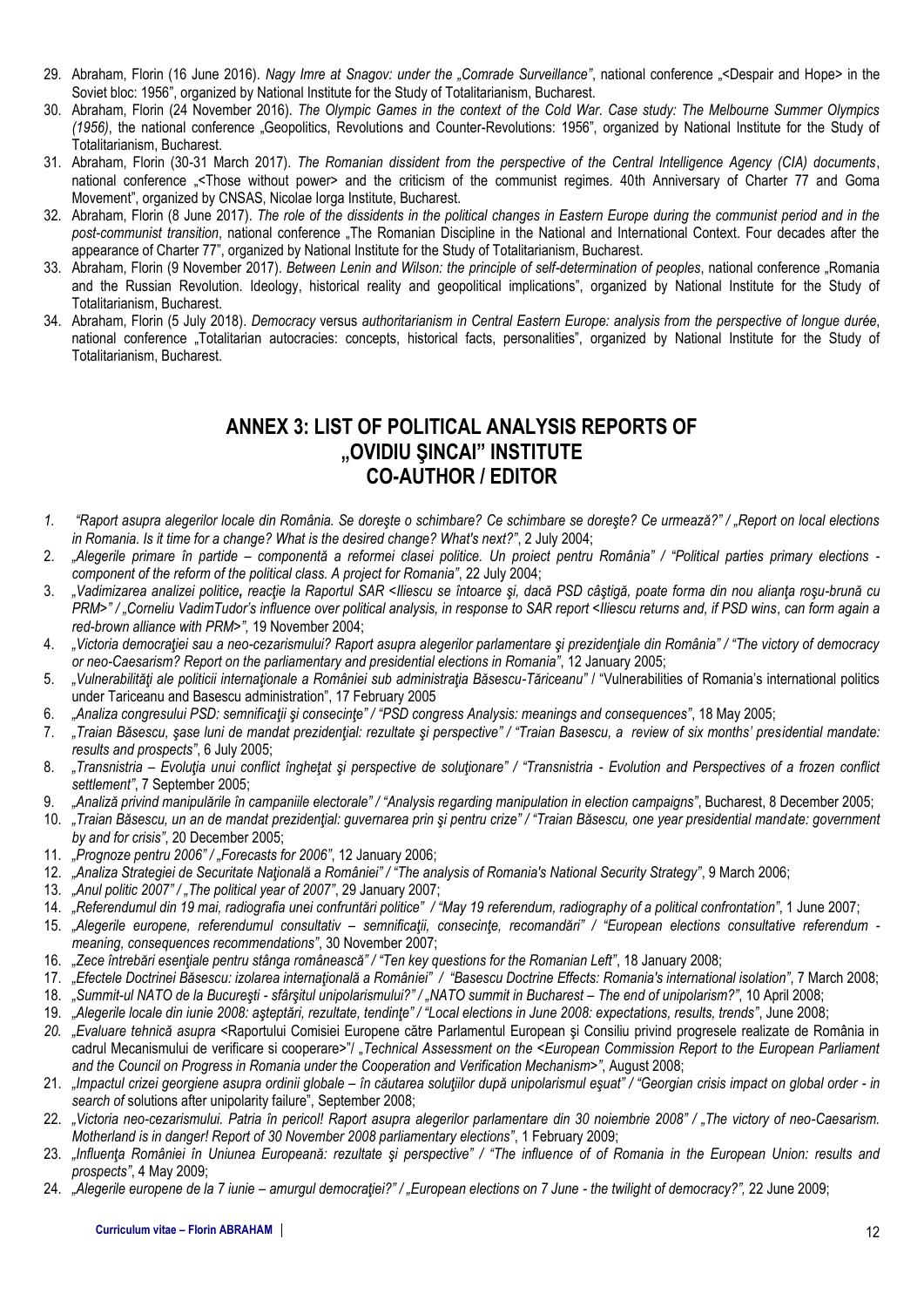29. Abraham, Florin (16 June 2016). *Nagy Imre at Snagov: under the „Comrade Surveillance"*, national conference „<Despair and Hope> in the Soviet bloc: 1956", organized by National Institute for the Study of Totalitarianism, Bucharest.
30. Abraham, Florin (24 November 2016). *The Olympic Games in the context of the Cold War. Case study: The Melbourne Summer Olympics (1956)*, the national conference „Geopolitics, Revolutions and Counter-Revolutions: 1956", organized by National Institute for the Study of Totalitarianism, Bucharest.
31. Abraham, Florin (30-31 March 2017). *The Romanian dissident from the perspective of the Central Intelligence Agency (CIA) documents*, national conference „<Those without power> and the criticism of the communist regimes. 40th Anniversary of Charter 77 and Goma Movement", organized by CNSAS, Nicolae Iorga Institute, Bucharest.
32. Abraham, Florin (8 June 2017). *The role of the dissidents in the political changes in Eastern Europe during the communist period and in the post-communist transition*, national conference „The Romanian Discipline in the National and International Context. Four decades after the appearance of Charter 77", organized by National Institute for the Study of Totalitarianism, Bucharest.
33. Abraham, Florin (9 November 2017). *Between Lenin and Wilson: the principle of self-determination of peoples*, national conference „Romania and the Russian Revolution. Ideology, historical reality and geopolitical implications", organized by National Institute for the Study of Totalitarianism, Bucharest.
34. Abraham, Florin (5 July 2018). *Democracy* versus *authoritarianism in Central Eastern Europe: analysis from the perspective of longue durée*, national conference „Totalitarian autocracies: concepts, historical facts, personalities", organized by National Institute for the Study of Totalitarianism, Bucharest.

## ANNEX 3: LIST OF POLITICAL ANALYSIS REPORTS OF „OVIDIU ŞINCAI" INSTITUTE CO-AUTHOR / EDITOR

1. *"Raport asupra alegerilor locale din România. Se doreşte o schimbare? Ce schimbare se doreşte? Ce urmează?" / „Report on local elections in Romania. Is it time for a change? What is the desired change? What's next?"*, 2 July 2004;
2. *„Alegerile primare în partide – componentă a reformei clasei politice. Un proiect pentru România" / "Political parties primary elections - component of the reform of the political class. A project for Romania"*, 22 July 2004;
3. *„Vadimizarea analizei politice, reacţie la Raportul SAR <Iliescu se întoarce şi, dacă PSD câştigă, poate forma din nou alianţa roşu-brună cu PRM>" / „Corneliu VadimTudor's influence over political analysis, in response to SAR report <Iliescu returns and, if PSD wins, can form again a red-brown alliance with PRM>"*, 19 November 2004;
4. *„Victoria democraţiei sau a neo-cezarismului? Raport asupra alegerilor parlamentare şi prezidenţiale din România" / "The victory of democracy or neo-Caesarism? Report on the parliamentary and presidential elections in Romania"*, 12 January 2005;
5. *„Vulnerabilităţi ale politicii internaţionale a României sub administraţia Băsescu-Tăriceanu"* / "Vulnerabilities of Romania's international politics under Tariceanu and Basescu administration", 17 February 2005
6. *„Analiza congresului PSD: semnificaţii şi consecinţe" / "PSD congress Analysis: meanings and consequences"*, 18 May 2005;
7. *„Traian Băsescu, şase luni de mandat prezidenţial: rezultate şi perspective" / "Traian Basescu, a review of six months' presidential mandate: results and prospects"*, 6 July 2005;
8. *„Transnistria – Evoluţia unui conflict îngheţat şi perspective de soluţionare" / "Transnistria - Evolution and Perspectives of a frozen conflict settlement"*, 7 September 2005;
9. *„Analiză privind manipulările în campaniile electorale" / "Analysis regarding manipulation in election campaigns"*, Bucharest, 8 December 2005;
10. *„Traian Băsescu, un an de mandat prezidenţial: guvernarea prin şi pentru crize" / "Traian Băsescu, one year presidential mandate: government by and for crisis"*, 20 December 2005;
11. *„Prognoze pentru 2006" / „Forecasts for 2006"*, 12 January 2006;
12. *„Analiza Strategiei de Securitate Naţională a României" / "The analysis of Romania's National Security Strategy"*, 9 March 2006;
13. *„Anul politic 2007" / „The political year of 2007"*, 29 January 2007;
14. *„Referendumul din 19 mai, radiografia unei confruntări politice" / "May 19 referendum, radiography of a political confrontation"*, 1 June 2007;
15. *„Alegerile europene, referendumul consultativ – semnificaţii, consecinţe, recomandări" / "European elections consultative referendum - meaning, consequences recommendations"*, 30 November 2007;
16. *„Zece întrebări esenţiale pentru stânga românească" / "Ten key questions for the Romanian Left"*, 18 January 2008;
17. *„Efectele Doctrinei Băsescu: izolarea internaţională a României" / "Basescu Doctrine Effects: Romania's international isolation"*, 7 March 2008;
18. *„Summit-ul NATO de la Bucureşti - sfârşitul unipolarismului?" / „NATO summit in Bucharest – The end of unipolarism?"*, 10 April 2008;
19. *„Alegerile locale din iunie 2008: aşteptări, rezultate, tendinţe" / "Local elections in June 2008: expectations, results, trends"*, June 2008;
20. *„Evaluare tehnică asupra* <Raportului Comisiei Europene către Parlamentul European şi Consiliu privind progresele realizate de România in cadrul Mecanismului de verificare si cooperare>"/ *„Technical Assessment on the <European Commission Report to the European Parliament and the Council on Progress in Romania under the Cooperation and Verification Mechanism>"*, August 2008;
21. *„Impactul crizei georgiene asupra ordinii globale – în căutarea soluţiilor după unipolarismul eşuat" / "Georgian crisis impact on global order - in search of* solutions after unipolarity failure", September 2008;
22. *„Victoria neo-cezarismului. Patria în pericol! Raport asupra alegerilor parlamentare din 30 noiembrie 2008" / „The victory of neo-Caesarism. Motherland is in danger! Report of 30 November 2008 parliamentary elections"*, 1 February 2009;
23. *„Influenţa României în Uniunea Europeană: rezultate şi perspective" / "The influence of of Romania in the European Union: results and prospects"*, 4 May 2009;
24. *„Alegerile europene de la 7 iunie – amurgul democraţiei?" / „European elections on 7 June - the twilight of democracy?",* 22 June 2009;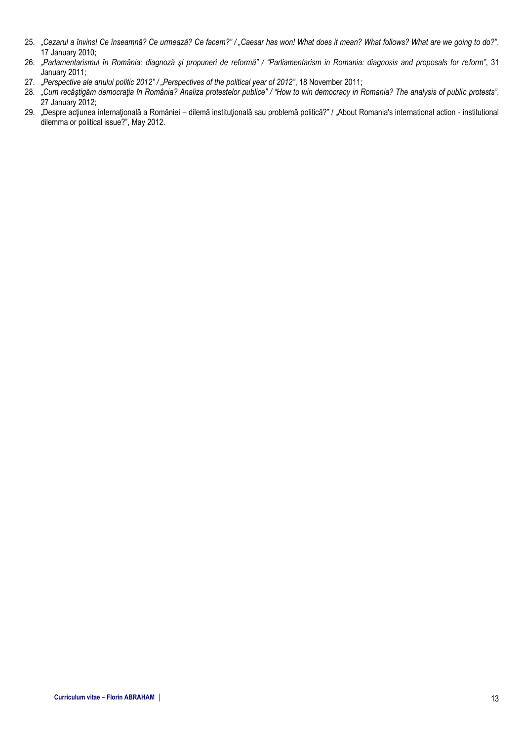25. *„Cezarul a învins! Ce înseamnă? Ce urmează? Ce facem?" / „Caesar has won! What does it mean? What follows? What are we going to do?"*, 17 January 2010;
26. *„Parlamentarismul în România: diagnoză şi propuneri de reformă" / "Parliamentarism in Romania: diagnosis and proposals for reform"*, 31 January 2011;
27. *„Perspective ale anului politic 2012" / „Perspectives of the political year of 2012"*, 18 November 2011;
28. *„Cum recâştigăm democraţia în România? Analiza protestelor publice" / "How to win democracy in Romania? The analysis of public protests"*, 27 January 2012;
29. „Despre acţiunea internaţională a României – dilemă instituţională sau problemă politică?" / „About Romania's international action - institutional dilemma or political issue?", May 2012.